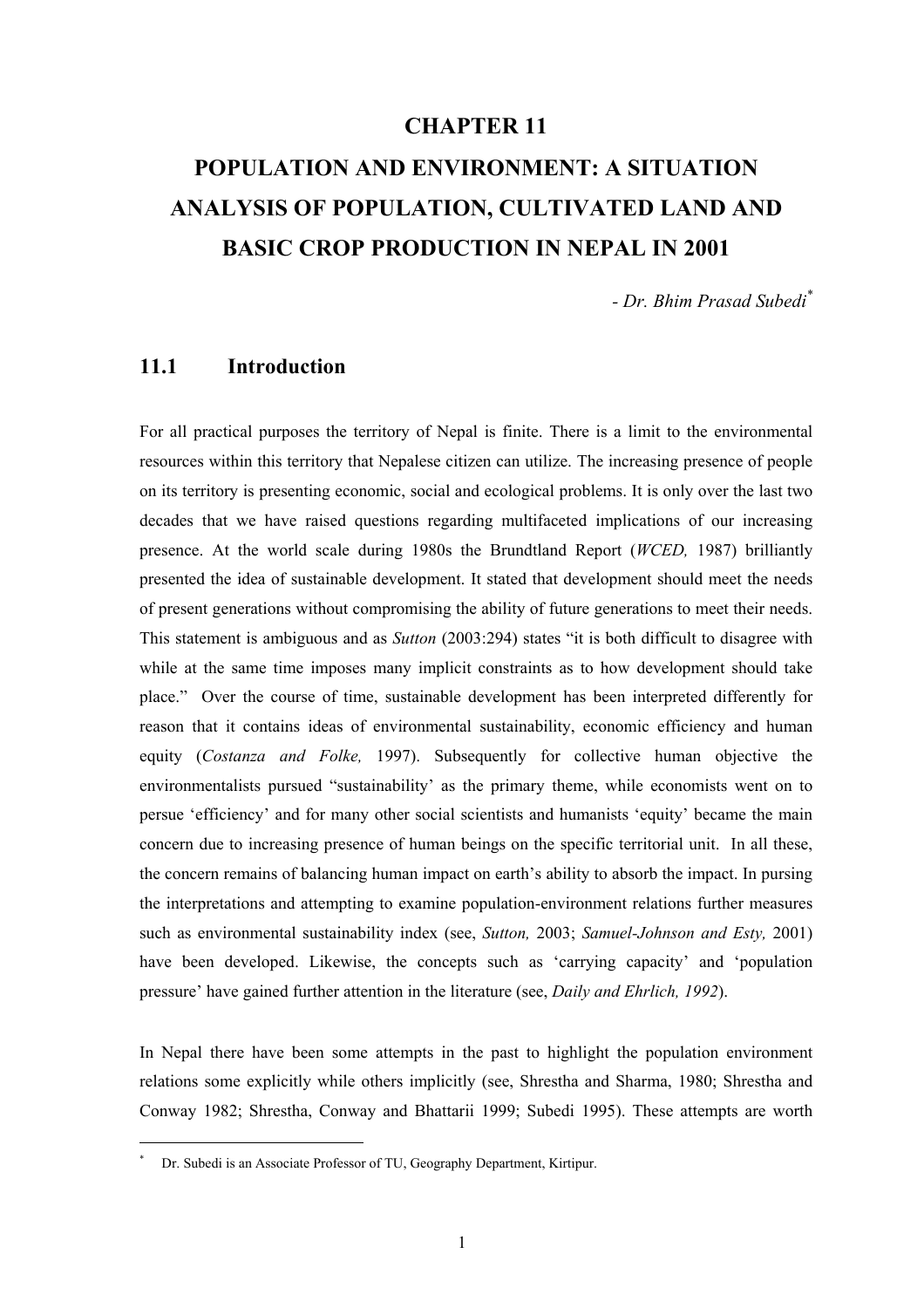# CHAPTER 11

# POPULATION AND ENVIRONMENT: A SITUATION ANALYSIS OF POPULATION, CULTIVATED LAND AND BASIC CROP PRODUCTION IN NEPAL IN 2001

*- Dr. Bhim Prasad Subedi*[*]

## 11.1 Introduction

For all practical purposes the territory of Nepal is finite. There is a limit to the environmental resources within this territory that Nepalese citizen can utilize. The increasing presence of people on its territory is presenting economic, social and ecological problems. It is only over the last two decades that we have raised questions regarding multifaceted implications of our increasing presence. At the world scale during 1980s the Brundtland Report (*WCED,* 1987) brilliantly presented the idea of sustainable development. It stated that development should meet the needs of present generations without compromising the ability of future generations to meet their needs. This statement is ambiguous and as *Sutton* (2003:294) states "it is both difficult to disagree with while at the same time imposes many implicit constraints as to how development should take place." Over the course of time, sustainable development has been interpreted differently for reason that it contains ideas of environmental sustainability, economic efficiency and human equity (*Costanza and Folke,* 1997). Subsequently for collective human objective the environmentalists pursued "sustainability' as the primary theme, while economists went on to persue 'efficiency' and for many other social scientists and humanists 'equity' became the main concern due to increasing presence of human beings on the specific territorial unit. In all these, the concern remains of balancing human impact on earth's ability to absorb the impact. In pursing the interpretations and attempting to examine population-environment relations further measures such as environmental sustainability index (see, *Sutton,* 2003; *Samuel-Johnson and Esty,* 2001) have been developed. Likewise, the concepts such as 'carrying capacity' and 'population pressure' have gained further attention in the literature (see, *Daily and Ehrlich, 1992*).

In Nepal there have been some attempts in the past to highlight the population environment relations some explicitly while others implicitly (see, Shrestha and Sharma, 1980; Shrestha and Conway 1982; Shrestha, Conway and Bhattarii 1999; Subedi 1995). These attempts are worth

---

[*] Dr. Subedi is an Associate Professor of TU, Geography Department, Kirtipur.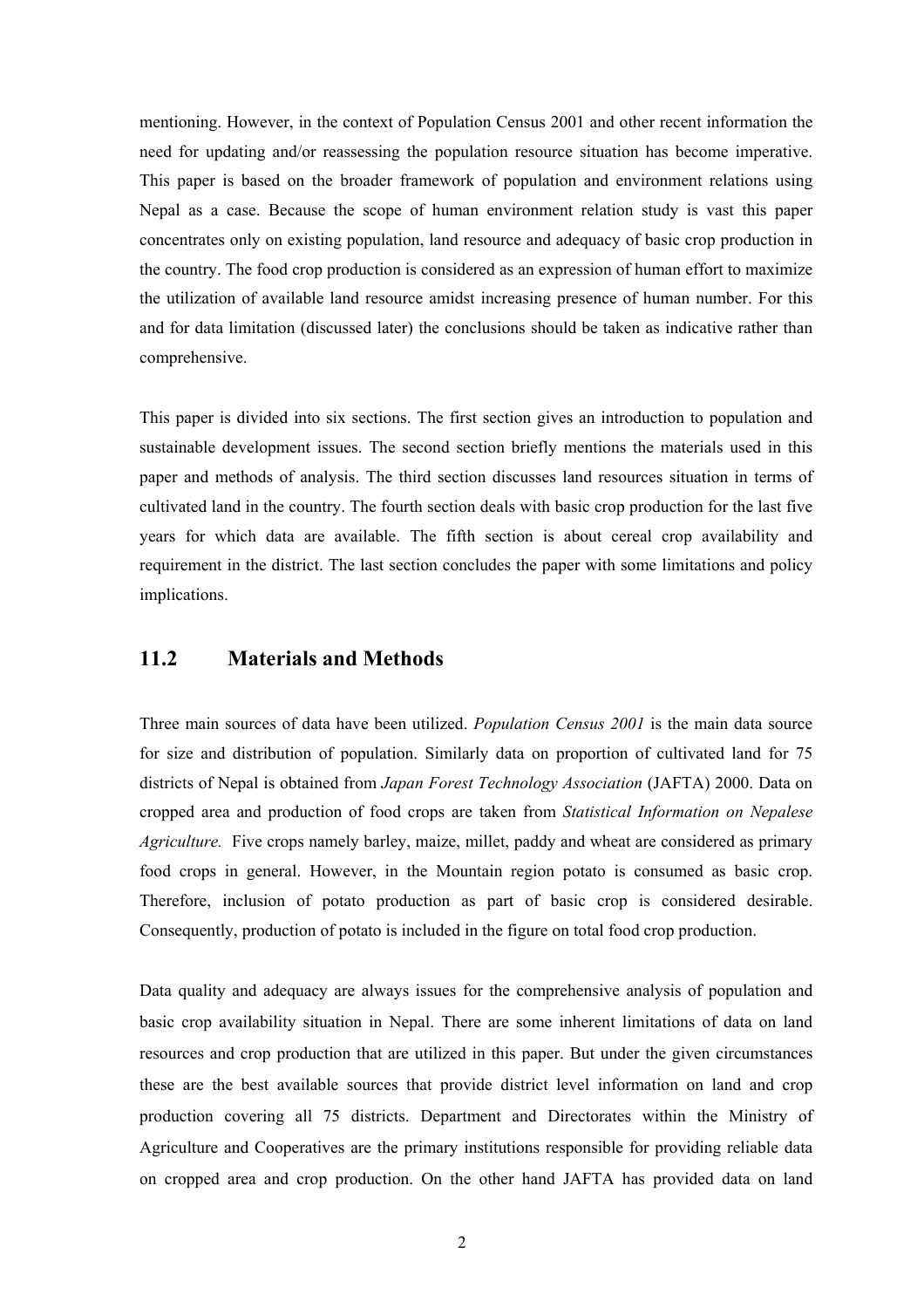mentioning. However, in the context of Population Census 2001 and other recent information the need for updating and/or reassessing the population resource situation has become imperative. This paper is based on the broader framework of population and environment relations using Nepal as a case. Because the scope of human environment relation study is vast this paper concentrates only on existing population, land resource and adequacy of basic crop production in the country. The food crop production is considered as an expression of human effort to maximize the utilization of available land resource amidst increasing presence of human number. For this and for data limitation (discussed later) the conclusions should be taken as indicative rather than comprehensive.

This paper is divided into six sections. The first section gives an introduction to population and sustainable development issues. The second section briefly mentions the materials used in this paper and methods of analysis. The third section discusses land resources situation in terms of cultivated land in the country. The fourth section deals with basic crop production for the last five years for which data are available. The fifth section is about cereal crop availability and requirement in the district. The last section concludes the paper with some limitations and policy implications.

## 11.2 Materials and Methods

Three main sources of data have been utilized. *Population Census 2001* is the main data source for size and distribution of population. Similarly data on proportion of cultivated land for 75 districts of Nepal is obtained from *Japan Forest Technology Association* (JAFTA) 2000. Data on cropped area and production of food crops are taken from *Statistical Information on Nepalese Agriculture.* Five crops namely barley, maize, millet, paddy and wheat are considered as primary food crops in general. However, in the Mountain region potato is consumed as basic crop. Therefore, inclusion of potato production as part of basic crop is considered desirable. Consequently, production of potato is included in the figure on total food crop production.

Data quality and adequacy are always issues for the comprehensive analysis of population and basic crop availability situation in Nepal. There are some inherent limitations of data on land resources and crop production that are utilized in this paper. But under the given circumstances these are the best available sources that provide district level information on land and crop production covering all 75 districts. Department and Directorates within the Ministry of Agriculture and Cooperatives are the primary institutions responsible for providing reliable data on cropped area and crop production. On the other hand JAFTA has provided data on land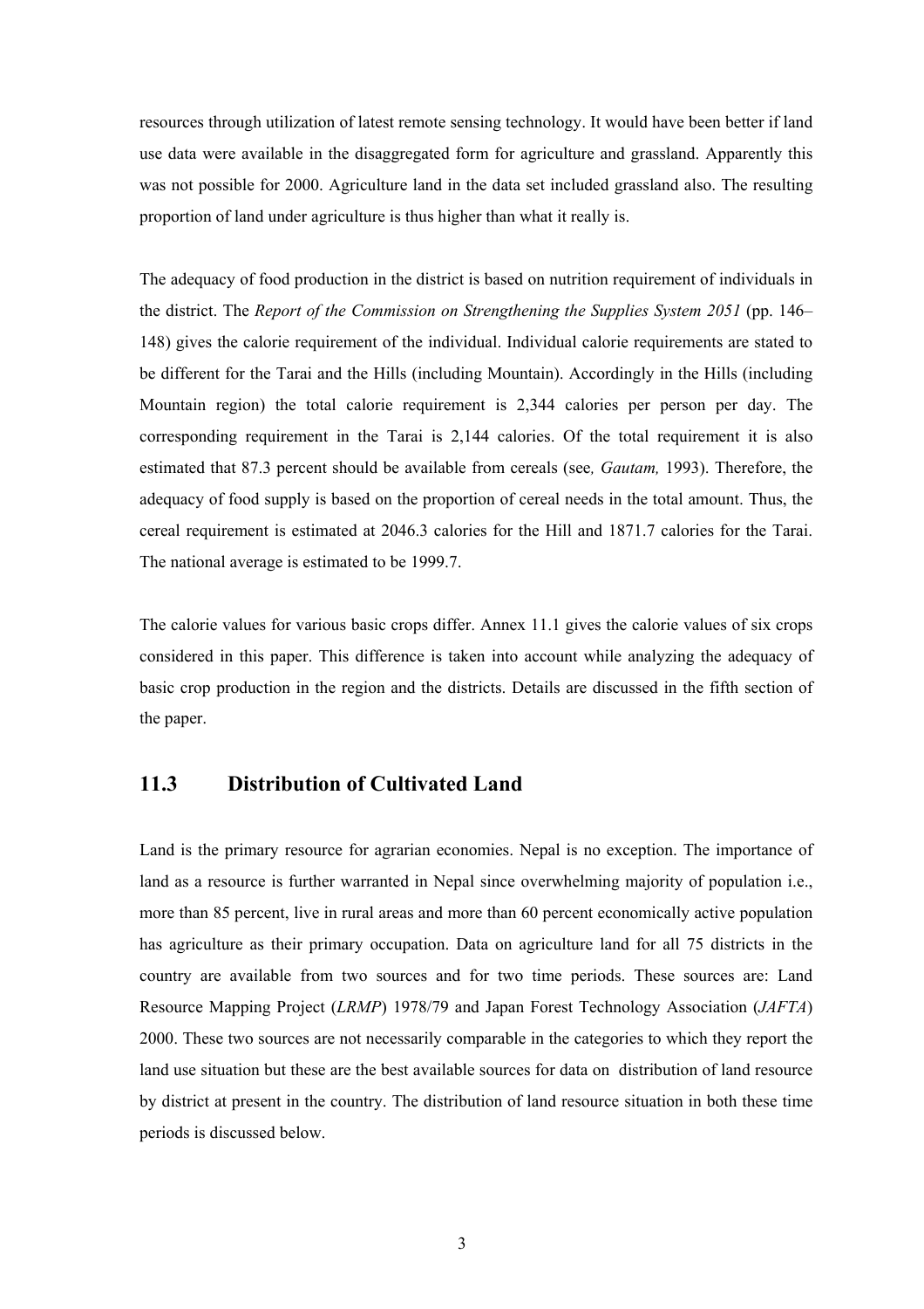resources through utilization of latest remote sensing technology. It would have been better if land use data were available in the disaggregated form for agriculture and grassland. Apparently this was not possible for 2000. Agriculture land in the data set included grassland also. The resulting proportion of land under agriculture is thus higher than what it really is.

The adequacy of food production in the district is based on nutrition requirement of individuals in the district. The *Report of the Commission on Strengthening the Supplies System 2051* (pp. 146–148) gives the calorie requirement of the individual. Individual calorie requirements are stated to be different for the Tarai and the Hills (including Mountain). Accordingly in the Hills (including Mountain region) the total calorie requirement is 2,344 calories per person per day. The corresponding requirement in the Tarai is 2,144 calories. Of the total requirement it is also estimated that 87.3 percent should be available from cereals (see*, Gautam,* 1993). Therefore, the adequacy of food supply is based on the proportion of cereal needs in the total amount. Thus, the cereal requirement is estimated at 2046.3 calories for the Hill and 1871.7 calories for the Tarai. The national average is estimated to be 1999.7.

The calorie values for various basic crops differ. Annex 11.1 gives the calorie values of six crops considered in this paper. This difference is taken into account while analyzing the adequacy of basic crop production in the region and the districts. Details are discussed in the fifth section of the paper.

## 11.3 Distribution of Cultivated Land

Land is the primary resource for agrarian economies. Nepal is no exception. The importance of land as a resource is further warranted in Nepal since overwhelming majority of population i.e., more than 85 percent, live in rural areas and more than 60 percent economically active population has agriculture as their primary occupation. Data on agriculture land for all 75 districts in the country are available from two sources and for two time periods. These sources are: Land Resource Mapping Project (*LRMP*) 1978/79 and Japan Forest Technology Association (*JAFTA*) 2000. These two sources are not necessarily comparable in the categories to which they report the land use situation but these are the best available sources for data on distribution of land resource by district at present in the country. The distribution of land resource situation in both these time periods is discussed below.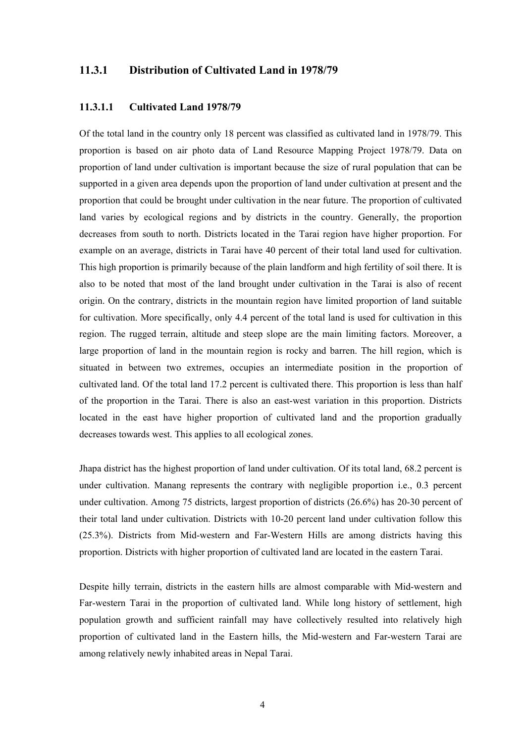### 11.3.1 Distribution of Cultivated Land in 1978/79

#### 11.3.1.1 Cultivated Land 1978/79

Of the total land in the country only 18 percent was classified as cultivated land in 1978/79. This proportion is based on air photo data of Land Resource Mapping Project 1978/79. Data on proportion of land under cultivation is important because the size of rural population that can be supported in a given area depends upon the proportion of land under cultivation at present and the proportion that could be brought under cultivation in the near future. The proportion of cultivated land varies by ecological regions and by districts in the country. Generally, the proportion decreases from south to north. Districts located in the Tarai region have higher proportion. For example on an average, districts in Tarai have 40 percent of their total land used for cultivation. This high proportion is primarily because of the plain landform and high fertility of soil there. It is also to be noted that most of the land brought under cultivation in the Tarai is also of recent origin. On the contrary, districts in the mountain region have limited proportion of land suitable for cultivation. More specifically, only 4.4 percent of the total land is used for cultivation in this region. The rugged terrain, altitude and steep slope are the main limiting factors. Moreover, a large proportion of land in the mountain region is rocky and barren. The hill region, which is situated in between two extremes, occupies an intermediate position in the proportion of cultivated land. Of the total land 17.2 percent is cultivated there. This proportion is less than half of the proportion in the Tarai. There is also an east-west variation in this proportion. Districts located in the east have higher proportion of cultivated land and the proportion gradually decreases towards west. This applies to all ecological zones.

Jhapa district has the highest proportion of land under cultivation. Of its total land, 68.2 percent is under cultivation. Manang represents the contrary with negligible proportion i.e., 0.3 percent under cultivation. Among 75 districts, largest proportion of districts (26.6%) has 20-30 percent of their total land under cultivation. Districts with 10-20 percent land under cultivation follow this (25.3%). Districts from Mid-western and Far-Western Hills are among districts having this proportion. Districts with higher proportion of cultivated land are located in the eastern Tarai.

Despite hilly terrain, districts in the eastern hills are almost comparable with Mid-western and Far-western Tarai in the proportion of cultivated land. While long history of settlement, high population growth and sufficient rainfall may have collectively resulted into relatively high proportion of cultivated land in the Eastern hills, the Mid-western and Far-western Tarai are among relatively newly inhabited areas in Nepal Tarai.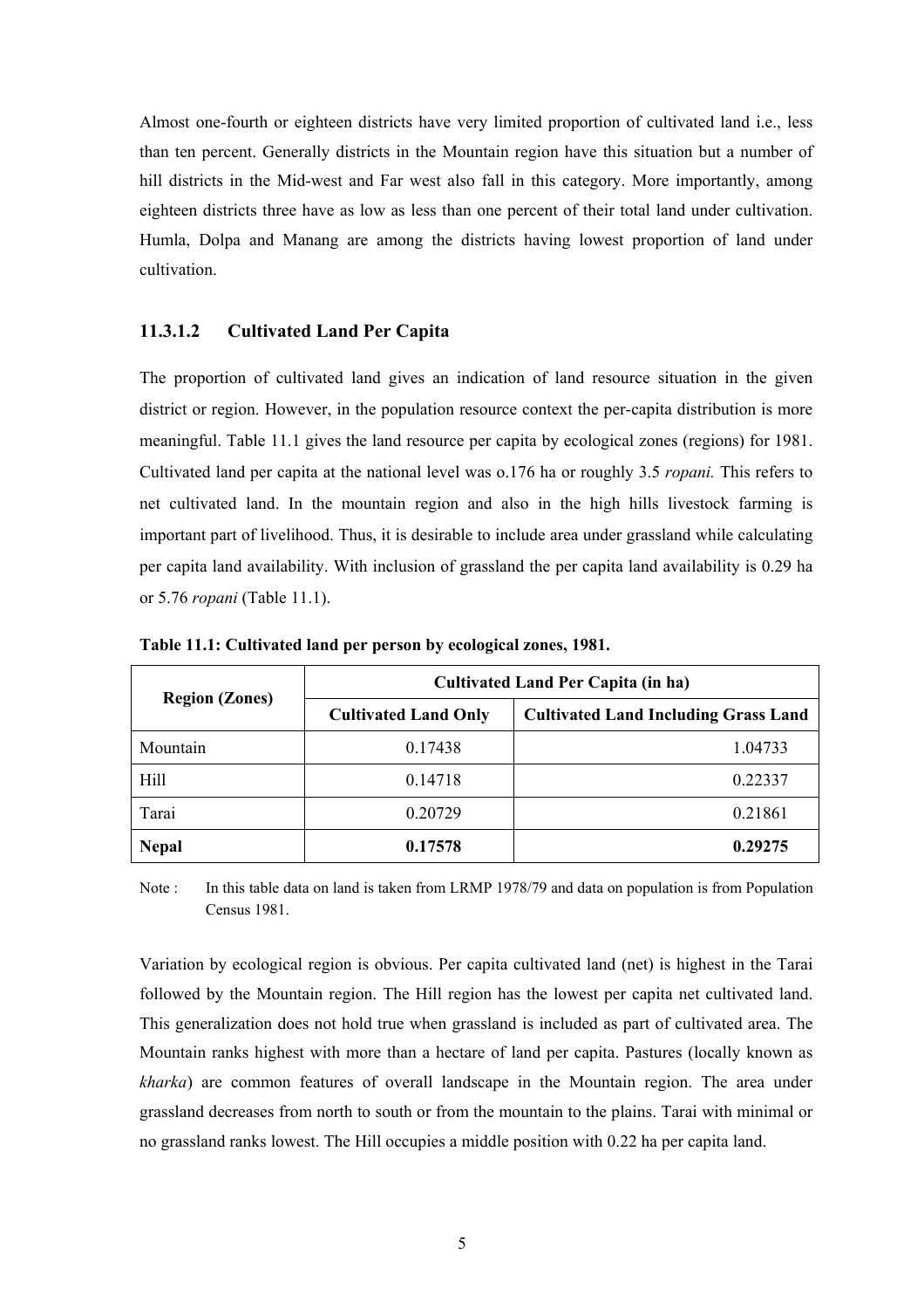Almost one-fourth or eighteen districts have very limited proportion of cultivated land i.e., less than ten percent. Generally districts in the Mountain region have this situation but a number of hill districts in the Mid-west and Far west also fall in this category. More importantly, among eighteen districts three have as low as less than one percent of their total land under cultivation. Humla, Dolpa and Manang are among the districts having lowest proportion of land under cultivation.

#### 11.3.1.2 Cultivated Land Per Capita

The proportion of cultivated land gives an indication of land resource situation in the given district or region. However, in the population resource context the per-capita distribution is more meaningful. Table 11.1 gives the land resource per capita by ecological zones (regions) for 1981. Cultivated land per capita at the national level was o.176 ha or roughly 3.5 *ropani.* This refers to net cultivated land. In the mountain region and also in the high hills livestock farming is important part of livelihood. Thus, it is desirable to include area under grassland while calculating per capita land availability. With inclusion of grassland the per capita land availability is 0.29 ha or 5.76 *ropani* (Table 11.1).

**Table 11.1: Cultivated land per person by ecological zones, 1981.**

| Region (Zones) | Cultivated Land Per Capita (in ha) | |
|---|---|---|
| | **Cultivated Land Only** | **Cultivated Land Including Grass Land** |
| Mountain | 0.17438 | 1.04733 |
| Hill | 0.14718 | 0.22337 |
| Tarai | 0.20729 | 0.21861 |
| **Nepal** | **0.17578** | **0.29275** |

Note : In this table data on land is taken from LRMP 1978/79 and data on population is from Population Census 1981.

Variation by ecological region is obvious. Per capita cultivated land (net) is highest in the Tarai followed by the Mountain region. The Hill region has the lowest per capita net cultivated land. This generalization does not hold true when grassland is included as part of cultivated area. The Mountain ranks highest with more than a hectare of land per capita. Pastures (locally known as *kharka*) are common features of overall landscape in the Mountain region. The area under grassland decreases from north to south or from the mountain to the plains. Tarai with minimal or no grassland ranks lowest. The Hill occupies a middle position with 0.22 ha per capita land.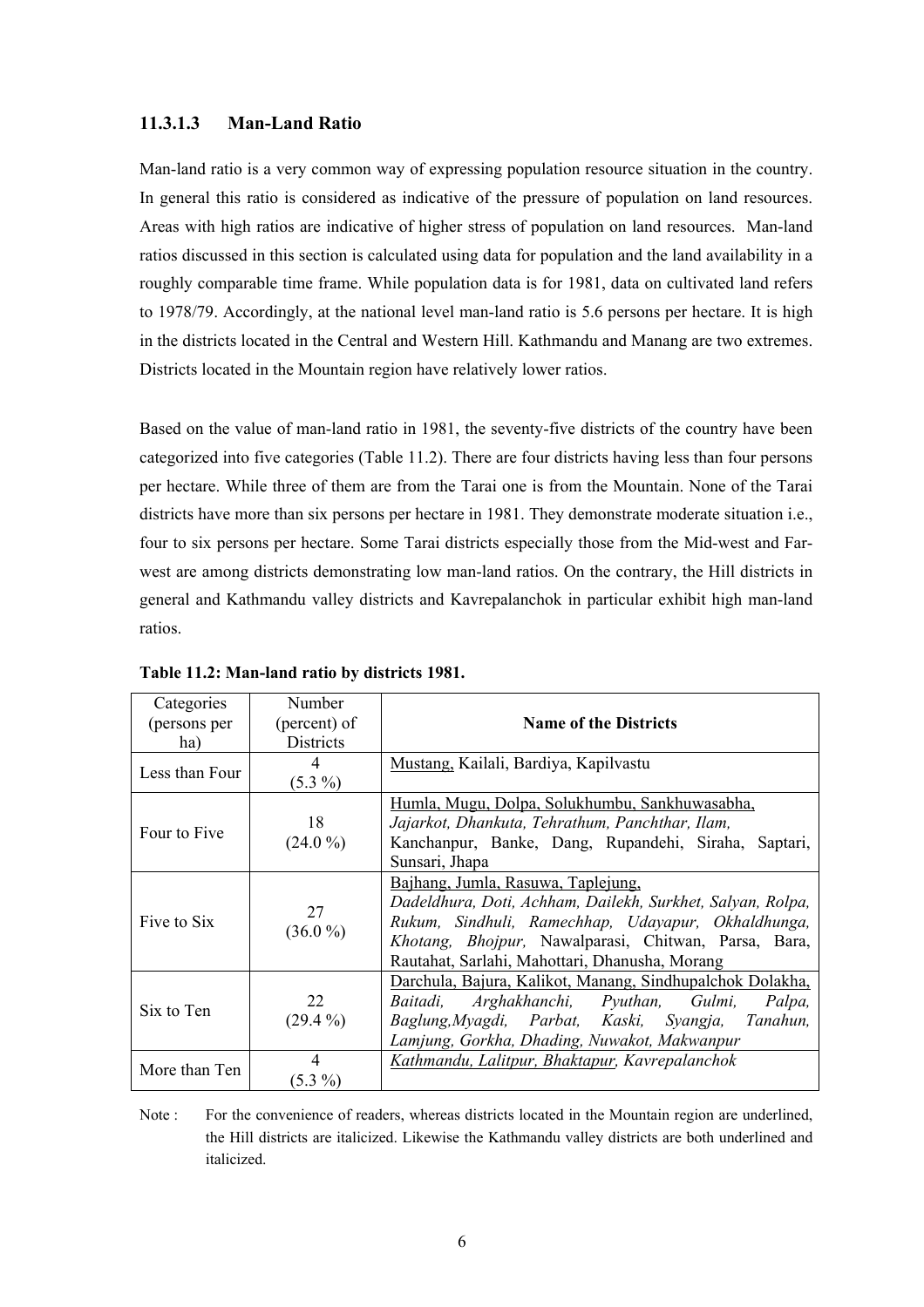### 11.3.1.3 Man-Land Ratio

Man-land ratio is a very common way of expressing population resource situation in the country. In general this ratio is considered as indicative of the pressure of population on land resources. Areas with high ratios are indicative of higher stress of population on land resources. Man-land ratios discussed in this section is calculated using data for population and the land availability in a roughly comparable time frame. While population data is for 1981, data on cultivated land refers to 1978/79. Accordingly, at the national level man-land ratio is 5.6 persons per hectare. It is high in the districts located in the Central and Western Hill. Kathmandu and Manang are two extremes. Districts located in the Mountain region have relatively lower ratios.

Based on the value of man-land ratio in 1981, the seventy-five districts of the country have been categorized into five categories (Table 11.2). There are four districts having less than four persons per hectare. While three of them are from the Tarai one is from the Mountain. None of the Tarai districts have more than six persons per hectare in 1981. They demonstrate moderate situation i.e., four to six persons per hectare. Some Tarai districts especially those from the Mid-west and Far-west are among districts demonstrating low man-land ratios. On the contrary, the Hill districts in general and Kathmandu valley districts and Kavrepalanchok in particular exhibit high man-land ratios.

**Table 11.2: Man-land ratio by districts 1981.**

| Categories (persons per ha) | Number (percent) of Districts | Name of the Districts |
|---|---|---|
| Less than Four | 4 (5.3 %) | <u>Mustang,</u> Kailali, Bardiya, Kapilvastu |
| Four to Five | 18 (24.0 %) | <u>Humla, Mugu, Dolpa, Solukhumbu, Sankhuwasabha,</u> *Jajarkot, Dhankuta, Tehrathum, Panchthar, Ilam,* Kanchanpur, Banke, Dang, Rupandehi, Siraha, Saptari, Sunsari, Jhapa |
| Five to Six | 27 (36.0 %) | <u>Bajhang, Jumla, Rasuwa, Taplejung,</u> *Dadeldhura, Doti, Achham, Dailekh, Surkhet, Salyan, Rolpa, Rukum, Sindhuli, Ramechhap, Udayapur, Okhaldhunga, Khotang, Bhojpur,* Nawalparasi, Chitwan, Parsa, Bara, Rautahat, Sarlahi, Mahottari, Dhanusha, Morang |
| Six to Ten | 22 (29.4 %) | <u>Darchula, Bajura, Kalikot, Manang, Sindhupalchok Dolakha,</u> *Baitadi, Arghakhanchi, Pyuthan, Gulmi, Palpa, Baglung,Myagdi, Parbat, Kaski, Syangja, Tanahun, Lamjung, Gorkha, Dhading, Nuwakot, Makwanpur* |
| More than Ten | 4 (5.3 %) | <u>*Kathmandu, Lalitpur, Bhaktapur*</u>, *Kavrepalanchok* |

Note : For the convenience of readers, whereas districts located in the Mountain region are underlined, the Hill districts are italicized. Likewise the Kathmandu valley districts are both underlined and italicized.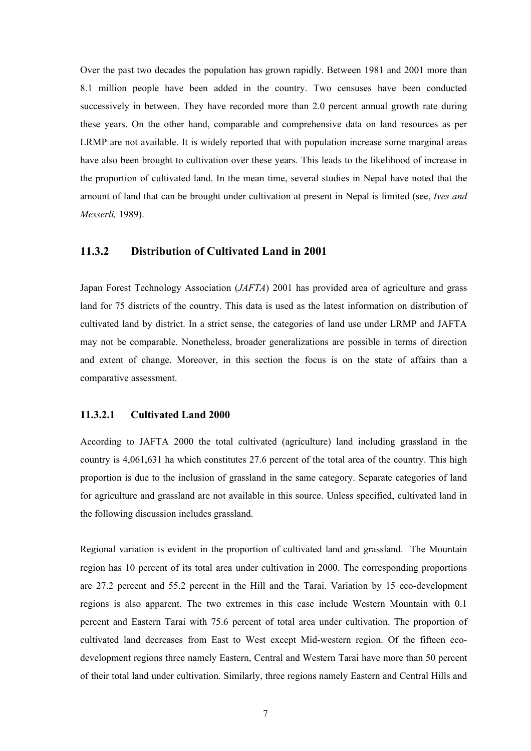Over the past two decades the population has grown rapidly. Between 1981 and 2001 more than 8.1 million people have been added in the country. Two censuses have been conducted successively in between. They have recorded more than 2.0 percent annual growth rate during these years. On the other hand, comparable and comprehensive data on land resources as per LRMP are not available. It is widely reported that with population increase some marginal areas have also been brought to cultivation over these years. This leads to the likelihood of increase in the proportion of cultivated land. In the mean time, several studies in Nepal have noted that the amount of land that can be brought under cultivation at present in Nepal is limited (see, *Ives and Messerli,* 1989).

### 11.3.2 Distribution of Cultivated Land in 2001

Japan Forest Technology Association (*JAFTA*) 2001 has provided area of agriculture and grass land for 75 districts of the country. This data is used as the latest information on distribution of cultivated land by district. In a strict sense, the categories of land use under LRMP and JAFTA may not be comparable. Nonetheless, broader generalizations are possible in terms of direction and extent of change. Moreover, in this section the focus is on the state of affairs than a comparative assessment.

#### 11.3.2.1 Cultivated Land 2000

According to JAFTA 2000 the total cultivated (agriculture) land including grassland in the country is 4,061,631 ha which constitutes 27.6 percent of the total area of the country. This high proportion is due to the inclusion of grassland in the same category. Separate categories of land for agriculture and grassland are not available in this source. Unless specified, cultivated land in the following discussion includes grassland.

Regional variation is evident in the proportion of cultivated land and grassland. The Mountain region has 10 percent of its total area under cultivation in 2000. The corresponding proportions are 27.2 percent and 55.2 percent in the Hill and the Tarai. Variation by 15 eco-development regions is also apparent. The two extremes in this case include Western Mountain with 0.1 percent and Eastern Tarai with 75.6 percent of total area under cultivation. The proportion of cultivated land decreases from East to West except Mid-western region. Of the fifteen eco-development regions three namely Eastern, Central and Western Tarai have more than 50 percent of their total land under cultivation. Similarly, three regions namely Eastern and Central Hills and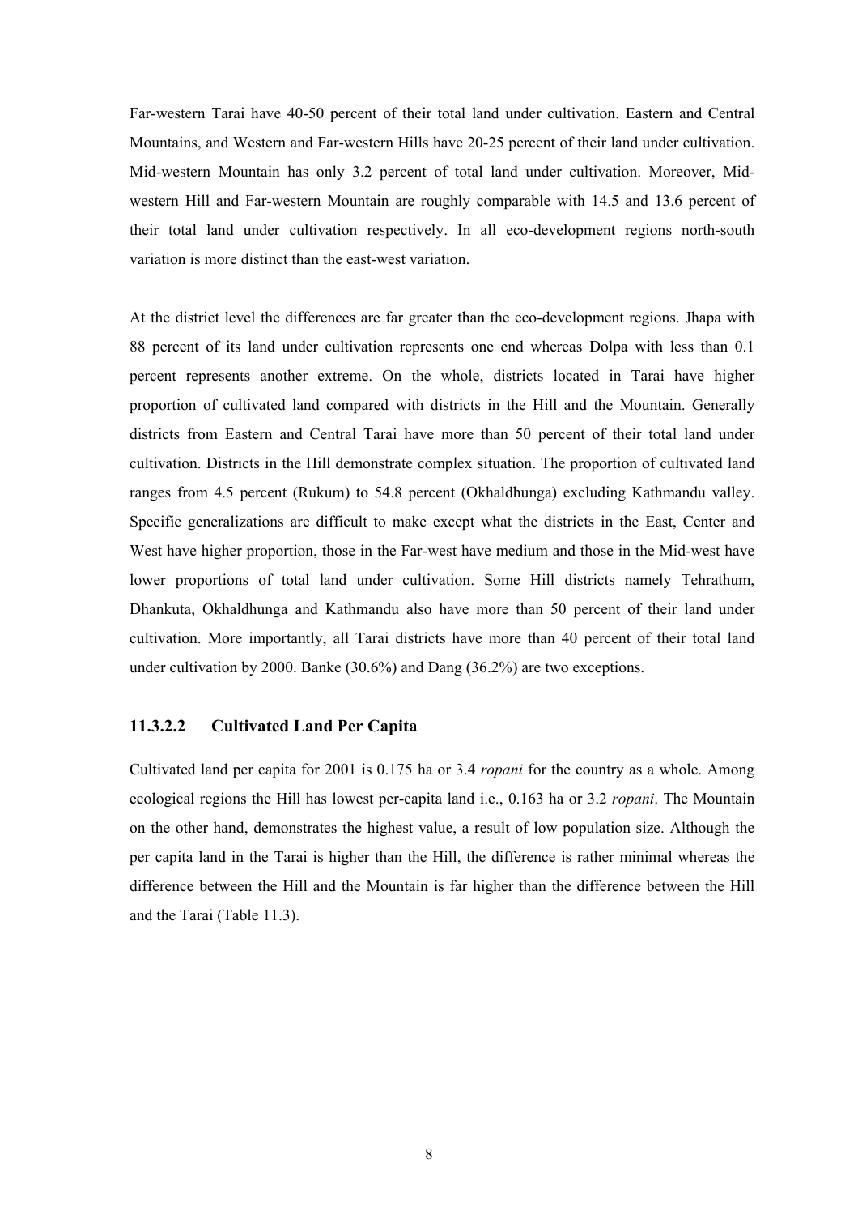Far-western Tarai have 40-50 percent of their total land under cultivation. Eastern and Central Mountains, and Western and Far-western Hills have 20-25 percent of their land under cultivation. Mid-western Mountain has only 3.2 percent of total land under cultivation. Moreover, Mid-western Hill and Far-western Mountain are roughly comparable with 14.5 and 13.6 percent of their total land under cultivation respectively. In all eco-development regions north-south variation is more distinct than the east-west variation.

At the district level the differences are far greater than the eco-development regions. Jhapa with 88 percent of its land under cultivation represents one end whereas Dolpa with less than 0.1 percent represents another extreme. On the whole, districts located in Tarai have higher proportion of cultivated land compared with districts in the Hill and the Mountain. Generally districts from Eastern and Central Tarai have more than 50 percent of their total land under cultivation. Districts in the Hill demonstrate complex situation. The proportion of cultivated land ranges from 4.5 percent (Rukum) to 54.8 percent (Okhaldhunga) excluding Kathmandu valley. Specific generalizations are difficult to make except what the districts in the East, Center and West have higher proportion, those in the Far-west have medium and those in the Mid-west have lower proportions of total land under cultivation. Some Hill districts namely Tehrathum, Dhankuta, Okhaldhunga and Kathmandu also have more than 50 percent of their land under cultivation. More importantly, all Tarai districts have more than 40 percent of their total land under cultivation by 2000. Banke (30.6%) and Dang (36.2%) are two exceptions.

#### 11.3.2.2 Cultivated Land Per Capita

Cultivated land per capita for 2001 is 0.175 ha or 3.4 *ropani* for the country as a whole. Among ecological regions the Hill has lowest per-capita land i.e., 0.163 ha or 3.2 *ropani*. The Mountain on the other hand, demonstrates the highest value, a result of low population size. Although the per capita land in the Tarai is higher than the Hill, the difference is rather minimal whereas the difference between the Hill and the Mountain is far higher than the difference between the Hill and the Tarai (Table 11.3).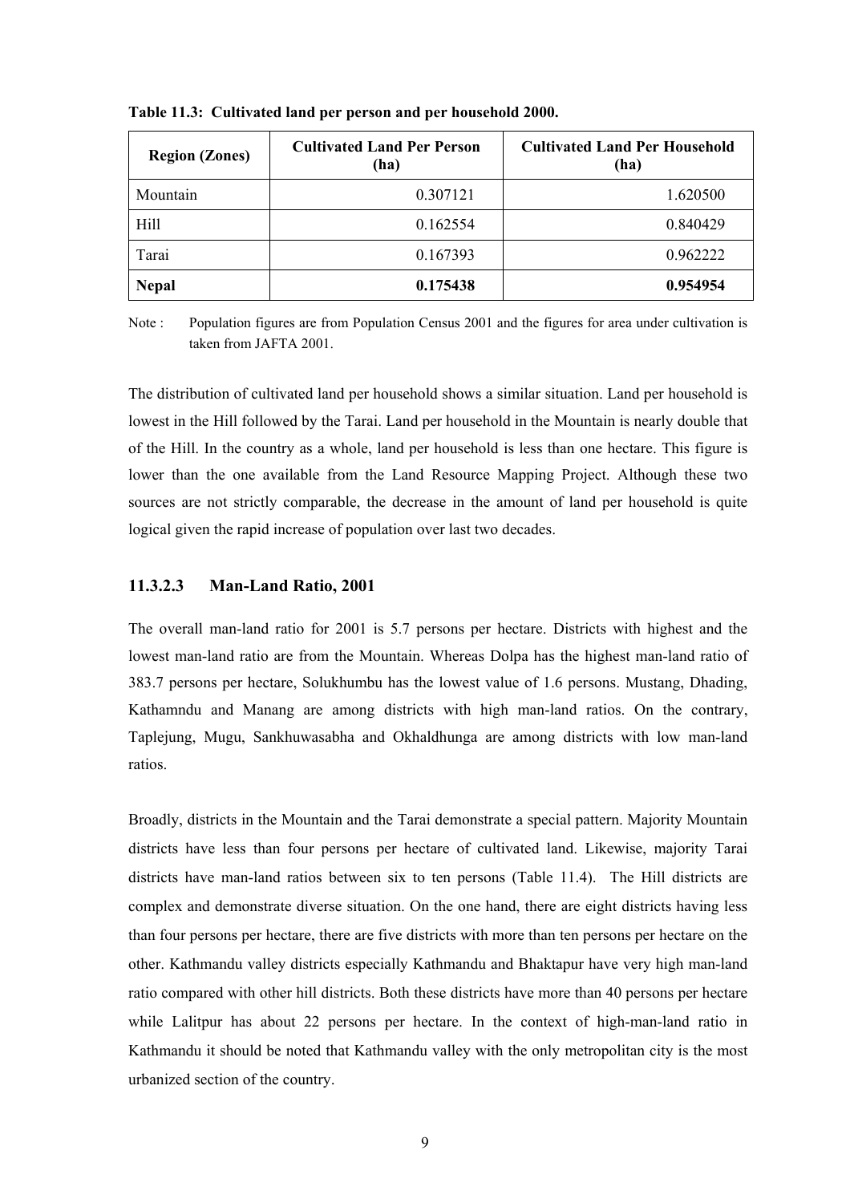**Table 11.3: Cultivated land per person and per household 2000.**

| Region (Zones) | Cultivated Land Per Person (ha) | Cultivated Land Per Household (ha) |
|---|---|---|
| Mountain | 0.307121 | 1.620500 |
| Hill | 0.162554 | 0.840429 |
| Tarai | 0.167393 | 0.962222 |
| **Nepal** | **0.175438** | **0.954954** |

Note : Population figures are from Population Census 2001 and the figures for area under cultivation is taken from JAFTA 2001.

The distribution of cultivated land per household shows a similar situation. Land per household is lowest in the Hill followed by the Tarai. Land per household in the Mountain is nearly double that of the Hill. In the country as a whole, land per household is less than one hectare. This figure is lower than the one available from the Land Resource Mapping Project. Although these two sources are not strictly comparable, the decrease in the amount of land per household is quite logical given the rapid increase of population over last two decades.

#### 11.3.2.3 Man-Land Ratio, 2001

The overall man-land ratio for 2001 is 5.7 persons per hectare. Districts with highest and the lowest man-land ratio are from the Mountain. Whereas Dolpa has the highest man-land ratio of 383.7 persons per hectare, Solukhumbu has the lowest value of 1.6 persons. Mustang, Dhading, Kathamndu and Manang are among districts with high man-land ratios. On the contrary, Taplejung, Mugu, Sankhuwasabha and Okhaldhunga are among districts with low man-land ratios.

Broadly, districts in the Mountain and the Tarai demonstrate a special pattern. Majority Mountain districts have less than four persons per hectare of cultivated land. Likewise, majority Tarai districts have man-land ratios between six to ten persons (Table 11.4). The Hill districts are complex and demonstrate diverse situation. On the one hand, there are eight districts having less than four persons per hectare, there are five districts with more than ten persons per hectare on the other. Kathmandu valley districts especially Kathmandu and Bhaktapur have very high man-land ratio compared with other hill districts. Both these districts have more than 40 persons per hectare while Lalitpur has about 22 persons per hectare. In the context of high-man-land ratio in Kathmandu it should be noted that Kathmandu valley with the only metropolitan city is the most urbanized section of the country.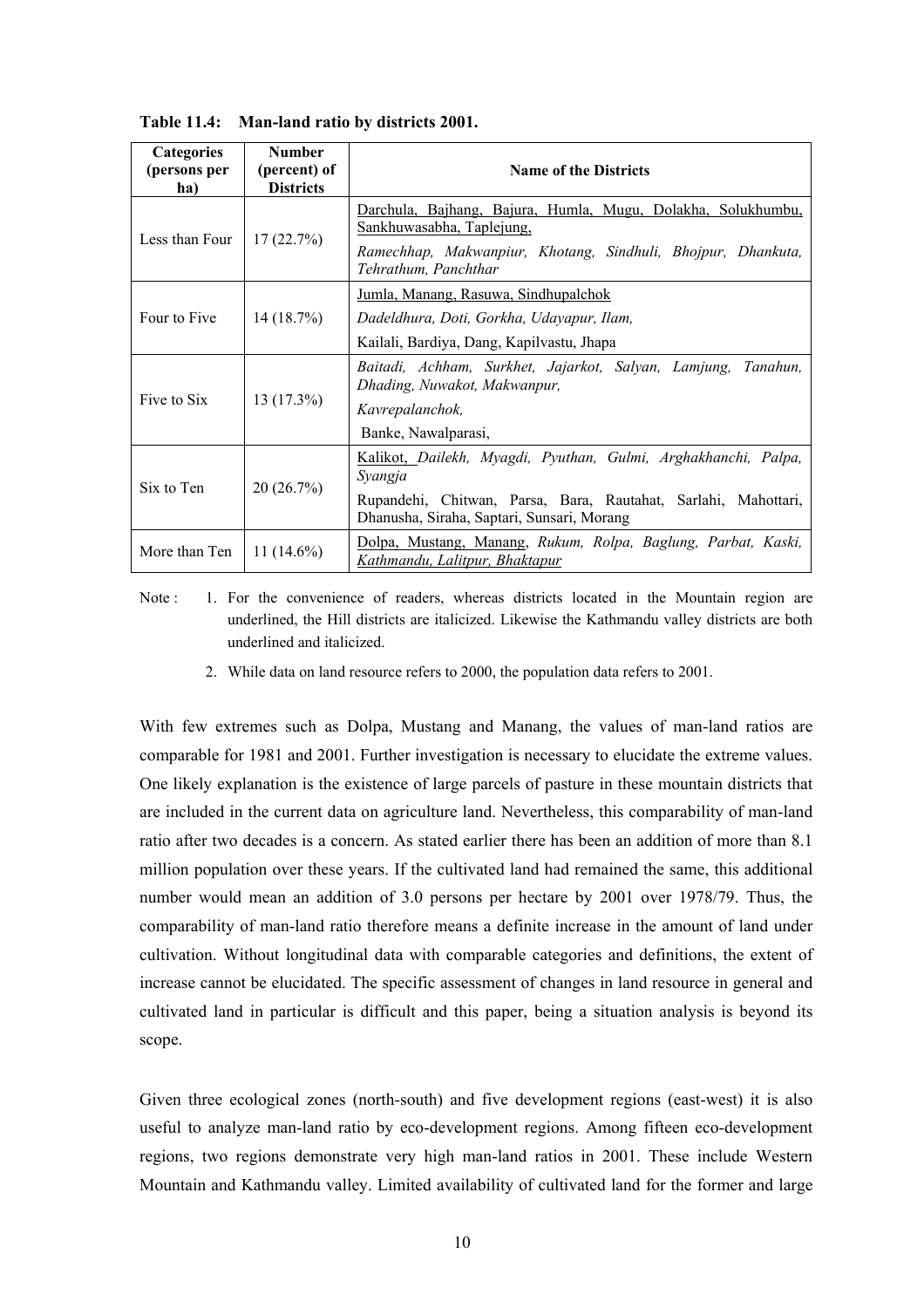**Table 11.4: Man-land ratio by districts 2001.**

| Categories (persons per ha) | Number (percent) of Districts | Name of the Districts |
|---|---|---|
| Less than Four | 17 (22.7%) | Darchula, Bajhang, Bajura, Humla, Mugu, Dolakha, Solukhumbu, Sankhuwasabha, Taplejung, *Ramechhap, Makwanpiur, Khotang, Sindhuli, Bhojpur, Dhankuta, Tehrathum, Panchthar* |
| Four to Five | 14 (18.7%) | Jumla, Manang, Rasuwa, Sindhupalchok *Dadeldhura, Doti, Gorkha, Udayapur, Ilam,* Kailali, Bardiya, Dang, Kapilvastu, Jhapa |
| Five to Six | 13 (17.3%) | *Baitadi, Achham, Surkhet, Jajarkot, Salyan, Lamjung, Tanahun, Dhading, Nuwakot, Makwanpur, Kavrepalanchok,* Banke, Nawalparasi, |
| Six to Ten | 20 (26.7%) | Kalikot, *Dailekh, Myagdi, Pyuthan, Gulmi, Arghakhanchi, Palpa, Syangja* Rupandehi, Chitwan, Parsa, Bara, Rautahat, Sarlahi, Mahottari, Dhanusha, Siraha, Saptari, Sunsari, Morang |
| More than Ten | 11 (14.6%) | Dolpa, Mustang, Manang, *Rukum, Rolpa, Baglung, Parbat, Kaski, Kathmandu, Lalitpur, Bhaktapur* |

Note :
1. For the convenience of readers, whereas districts located in the Mountain region are underlined, the Hill districts are italicized. Likewise the Kathmandu valley districts are both underlined and italicized.
2. While data on land resource refers to 2000, the population data refers to 2001.

With few extremes such as Dolpa, Mustang and Manang, the values of man-land ratios are comparable for 1981 and 2001. Further investigation is necessary to elucidate the extreme values. One likely explanation is the existence of large parcels of pasture in these mountain districts that are included in the current data on agriculture land. Nevertheless, this comparability of man-land ratio after two decades is a concern. As stated earlier there has been an addition of more than 8.1 million population over these years. If the cultivated land had remained the same, this additional number would mean an addition of 3.0 persons per hectare by 2001 over 1978/79. Thus, the comparability of man-land ratio therefore means a definite increase in the amount of land under cultivation. Without longitudinal data with comparable categories and definitions, the extent of increase cannot be elucidated. The specific assessment of changes in land resource in general and cultivated land in particular is difficult and this paper, being a situation analysis is beyond its scope.

Given three ecological zones (north-south) and five development regions (east-west) it is also useful to analyze man-land ratio by eco-development regions. Among fifteen eco-development regions, two regions demonstrate very high man-land ratios in 2001. These include Western Mountain and Kathmandu valley. Limited availability of cultivated land for the former and large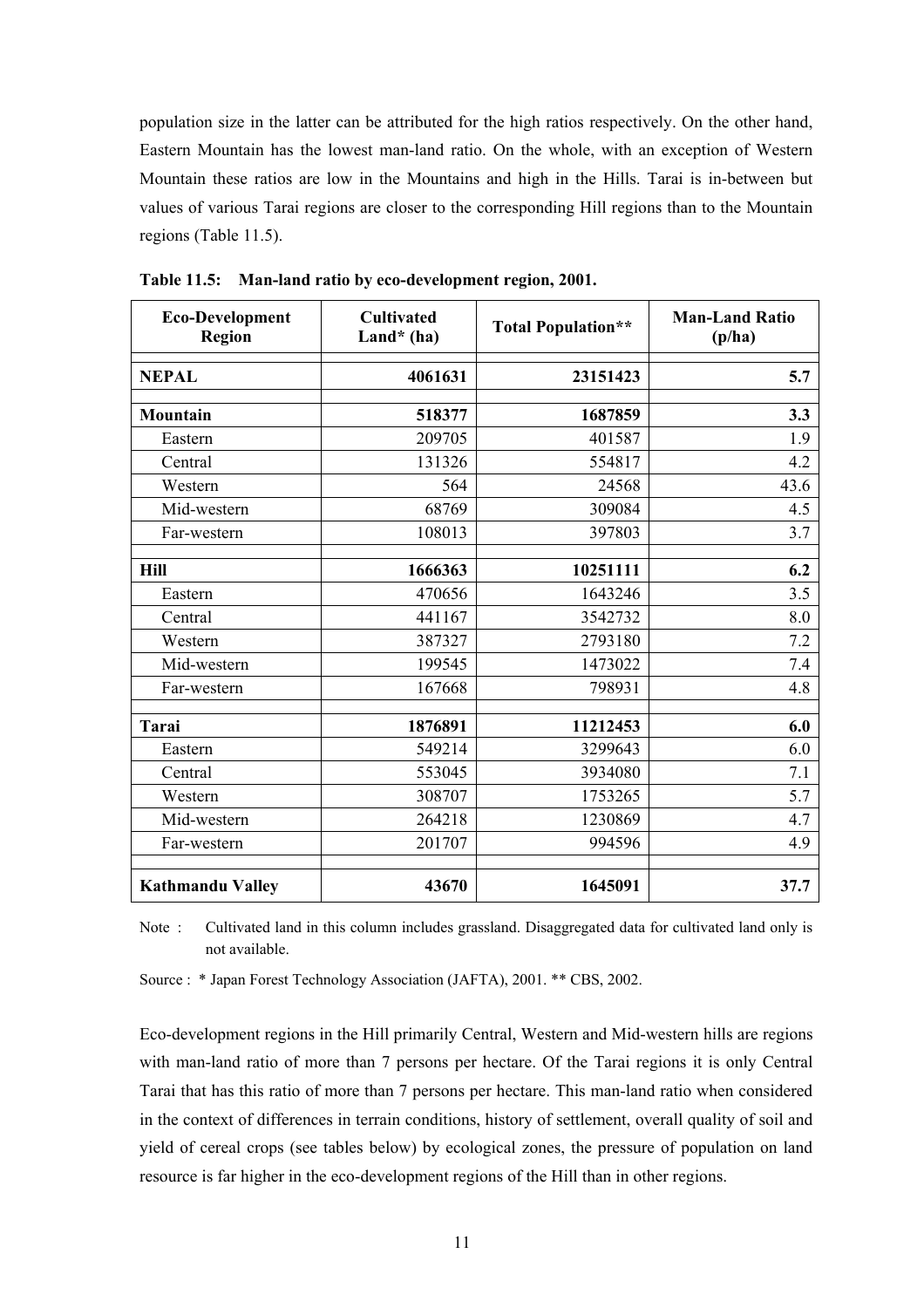population size in the latter can be attributed for the high ratios respectively. On the other hand, Eastern Mountain has the lowest man-land ratio. On the whole, with an exception of Western Mountain these ratios are low in the Mountains and high in the Hills. Tarai is in-between but values of various Tarai regions are closer to the corresponding Hill regions than to the Mountain regions (Table 11.5).

**Table 11.5: Man-land ratio by eco-development region, 2001.**

| Eco-Development Region | Cultivated Land* (ha) | Total Population** | Man-Land Ratio (p/ha) |
|---|---|---|---|
| **NEPAL** | **4061631** | **23151423** | **5.7** |
| **Mountain** | **518377** | **1687859** | **3.3** |
| Eastern | 209705 | 401587 | 1.9 |
| Central | 131326 | 554817 | 4.2 |
| Western | 564 | 24568 | 43.6 |
| Mid-western | 68769 | 309084 | 4.5 |
| Far-western | 108013 | 397803 | 3.7 |
| **Hill** | **1666363** | **10251111** | **6.2** |
| Eastern | 470656 | 1643246 | 3.5 |
| Central | 441167 | 3542732 | 8.0 |
| Western | 387327 | 2793180 | 7.2 |
| Mid-western | 199545 | 1473022 | 7.4 |
| Far-western | 167668 | 798931 | 4.8 |
| **Tarai** | **1876891** | **11212453** | **6.0** |
| Eastern | 549214 | 3299643 | 6.0 |
| Central | 553045 | 3934080 | 7.1 |
| Western | 308707 | 1753265 | 5.7 |
| Mid-western | 264218 | 1230869 | 4.7 |
| Far-western | 201707 | 994596 | 4.9 |
| **Kathmandu Valley** | **43670** | **1645091** | **37.7** |

Note : Cultivated land in this column includes grassland. Disaggregated data for cultivated land only is not available.

Source : * Japan Forest Technology Association (JAFTA), 2001. ** CBS, 2002.

Eco-development regions in the Hill primarily Central, Western and Mid-western hills are regions with man-land ratio of more than 7 persons per hectare. Of the Tarai regions it is only Central Tarai that has this ratio of more than 7 persons per hectare. This man-land ratio when considered in the context of differences in terrain conditions, history of settlement, overall quality of soil and yield of cereal crops (see tables below) by ecological zones, the pressure of population on land resource is far higher in the eco-development regions of the Hill than in other regions.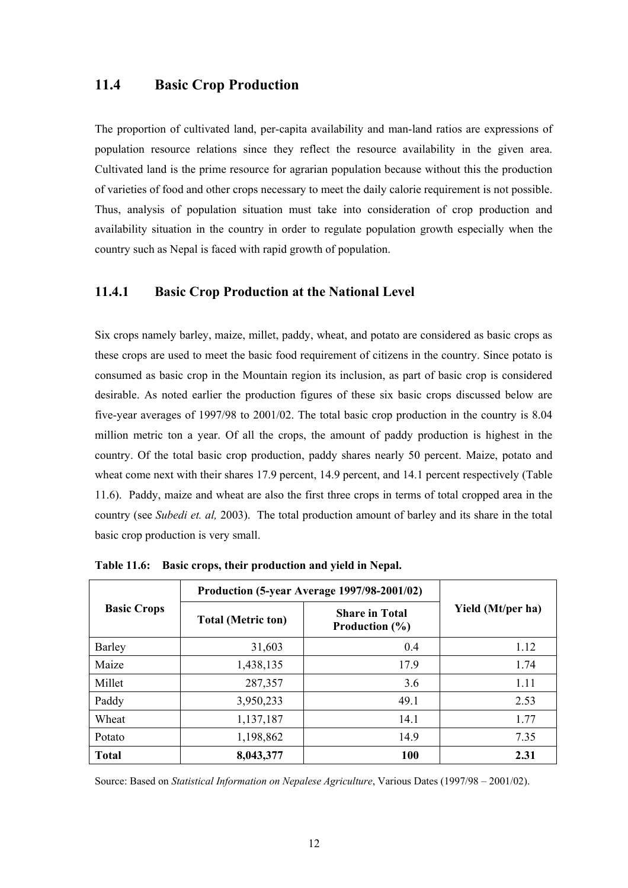## 11.4 Basic Crop Production

The proportion of cultivated land, per-capita availability and man-land ratios are expressions of population resource relations since they reflect the resource availability in the given area. Cultivated land is the prime resource for agrarian population because without this the production of varieties of food and other crops necessary to meet the daily calorie requirement is not possible. Thus, analysis of population situation must take into consideration of crop production and availability situation in the country in order to regulate population growth especially when the country such as Nepal is faced with rapid growth of population.

### 11.4.1 Basic Crop Production at the National Level

Six crops namely barley, maize, millet, paddy, wheat, and potato are considered as basic crops as these crops are used to meet the basic food requirement of citizens in the country. Since potato is consumed as basic crop in the Mountain region its inclusion, as part of basic crop is considered desirable. As noted earlier the production figures of these six basic crops discussed below are five-year averages of 1997/98 to 2001/02. The total basic crop production in the country is 8.04 million metric ton a year. Of all the crops, the amount of paddy production is highest in the country. Of the total basic crop production, paddy shares nearly 50 percent. Maize, potato and wheat come next with their shares 17.9 percent, 14.9 percent, and 14.1 percent respectively (Table 11.6). Paddy, maize and wheat are also the first three crops in terms of total cropped area in the country (see *Subedi et. al,* 2003). The total production amount of barley and its share in the total basic crop production is very small.

**Table 11.6: Basic crops, their production and yield in Nepal.**

| Basic Crops | Production (5-year Average 1997/98-2001/02) | | Yield (Mt/per ha) |
|---|---|---|---|
| | Total (Metric ton) | Share in Total Production (%) | |
| Barley | 31,603 | 0.4 | 1.12 |
| Maize | 1,438,135 | 17.9 | 1.74 |
| Millet | 287,357 | 3.6 | 1.11 |
| Paddy | 3,950,233 | 49.1 | 2.53 |
| Wheat | 1,137,187 | 14.1 | 1.77 |
| Potato | 1,198,862 | 14.9 | 7.35 |
| **Total** | **8,043,377** | **100** | **2.31** |

Source: Based on *Statistical Information on Nepalese Agriculture*, Various Dates (1997/98 – 2001/02).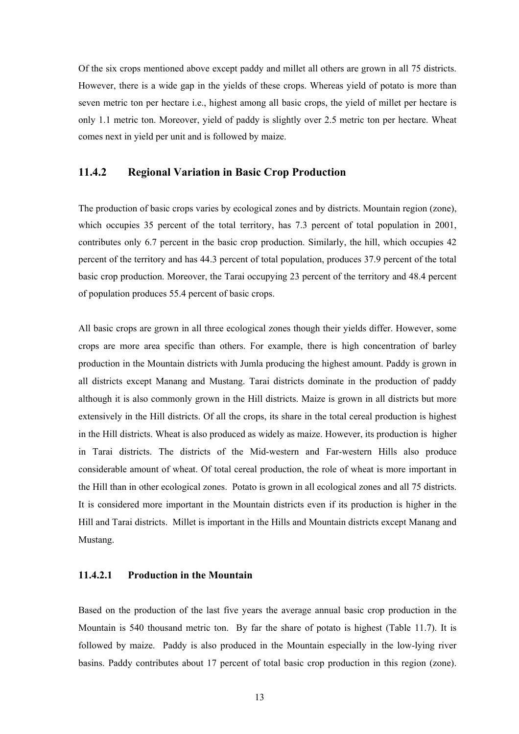Of the six crops mentioned above except paddy and millet all others are grown in all 75 districts. However, there is a wide gap in the yields of these crops. Whereas yield of potato is more than seven metric ton per hectare i.e., highest among all basic crops, the yield of millet per hectare is only 1.1 metric ton. Moreover, yield of paddy is slightly over 2.5 metric ton per hectare. Wheat comes next in yield per unit and is followed by maize.

### 11.4.2 Regional Variation in Basic Crop Production

The production of basic crops varies by ecological zones and by districts. Mountain region (zone), which occupies 35 percent of the total territory, has 7.3 percent of total population in 2001, contributes only 6.7 percent in the basic crop production. Similarly, the hill, which occupies 42 percent of the territory and has 44.3 percent of total population, produces 37.9 percent of the total basic crop production. Moreover, the Tarai occupying 23 percent of the territory and 48.4 percent of population produces 55.4 percent of basic crops.

All basic crops are grown in all three ecological zones though their yields differ. However, some crops are more area specific than others. For example, there is high concentration of barley production in the Mountain districts with Jumla producing the highest amount. Paddy is grown in all districts except Manang and Mustang. Tarai districts dominate in the production of paddy although it is also commonly grown in the Hill districts. Maize is grown in all districts but more extensively in the Hill districts. Of all the crops, its share in the total cereal production is highest in the Hill districts. Wheat is also produced as widely as maize. However, its production is higher in Tarai districts. The districts of the Mid-western and Far-western Hills also produce considerable amount of wheat. Of total cereal production, the role of wheat is more important in the Hill than in other ecological zones. Potato is grown in all ecological zones and all 75 districts. It is considered more important in the Mountain districts even if its production is higher in the Hill and Tarai districts. Millet is important in the Hills and Mountain districts except Manang and Mustang.

#### 11.4.2.1 Production in the Mountain

Based on the production of the last five years the average annual basic crop production in the Mountain is 540 thousand metric ton. By far the share of potato is highest (Table 11.7). It is followed by maize. Paddy is also produced in the Mountain especially in the low-lying river basins. Paddy contributes about 17 percent of total basic crop production in this region (zone).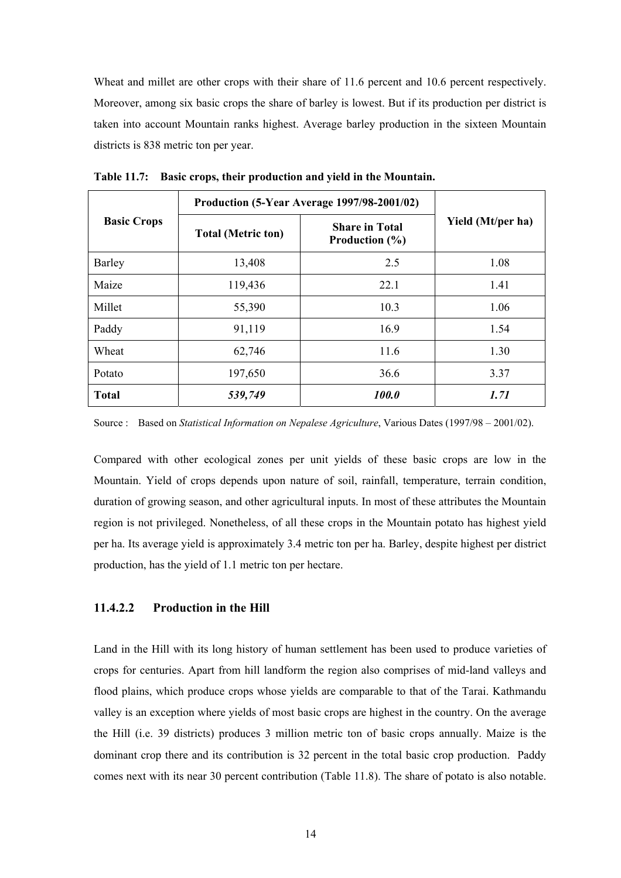Wheat and millet are other crops with their share of 11.6 percent and 10.6 percent respectively. Moreover, among six basic crops the share of barley is lowest. But if its production per district is taken into account Mountain ranks highest. Average barley production in the sixteen Mountain districts is 838 metric ton per year.

**Table 11.7: Basic crops, their production and yield in the Mountain.**

| Basic Crops | Production (5-Year Average 1997/98-2001/02) | | Yield (Mt/per ha) |
|---|---|---|---|
| | Total (Metric ton) | Share in Total Production (%) | |
| Barley | 13,408 | 2.5 | 1.08 |
| Maize | 119,436 | 22.1 | 1.41 |
| Millet | 55,390 | 10.3 | 1.06 |
| Paddy | 91,119 | 16.9 | 1.54 |
| Wheat | 62,746 | 11.6 | 1.30 |
| Potato | 197,650 | 36.6 | 3.37 |
| **Total** | ***539,749*** | ***100.0*** | ***1.71*** |

Source : Based on *Statistical Information on Nepalese Agriculture*, Various Dates (1997/98 – 2001/02).

Compared with other ecological zones per unit yields of these basic crops are low in the Mountain. Yield of crops depends upon nature of soil, rainfall, temperature, terrain condition, duration of growing season, and other agricultural inputs. In most of these attributes the Mountain region is not privileged. Nonetheless, of all these crops in the Mountain potato has highest yield per ha. Its average yield is approximately 3.4 metric ton per ha. Barley, despite highest per district production, has the yield of 1.1 metric ton per hectare.

#### 11.4.2.2 Production in the Hill

Land in the Hill with its long history of human settlement has been used to produce varieties of crops for centuries. Apart from hill landform the region also comprises of mid-land valleys and flood plains, which produce crops whose yields are comparable to that of the Tarai. Kathmandu valley is an exception where yields of most basic crops are highest in the country. On the average the Hill (i.e. 39 districts) produces 3 million metric ton of basic crops annually. Maize is the dominant crop there and its contribution is 32 percent in the total basic crop production. Paddy comes next with its near 30 percent contribution (Table 11.8). The share of potato is also notable.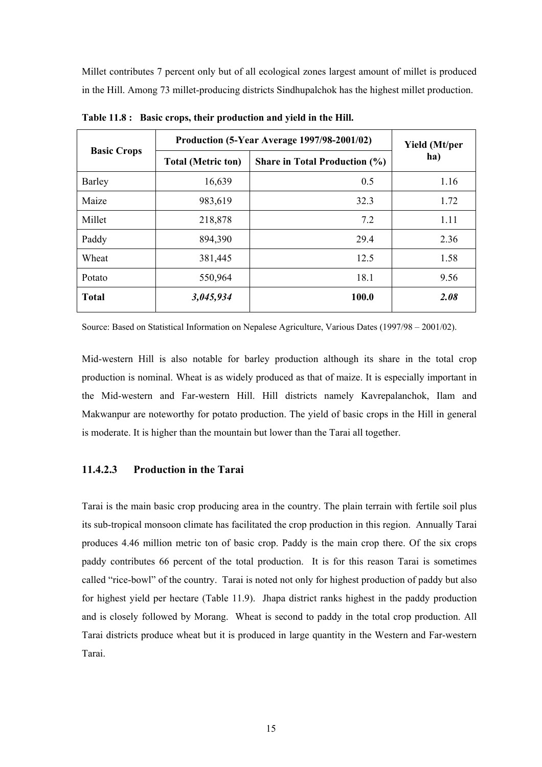Millet contributes 7 percent only but of all ecological zones largest amount of millet is produced in the Hill. Among 73 millet-producing districts Sindhupalchok has the highest millet production.

**Table 11.8 : Basic crops, their production and yield in the Hill.**

| Basic Crops | Production (5-Year Average 1997/98-2001/02) | | Yield (Mt/per ha) |
|---|---|---|---|
| | Total (Metric ton) | Share in Total Production (%) | |
| Barley | 16,639 | 0.5 | 1.16 |
| Maize | 983,619 | 32.3 | 1.72 |
| Millet | 218,878 | 7.2 | 1.11 |
| Paddy | 894,390 | 29.4 | 2.36 |
| Wheat | 381,445 | 12.5 | 1.58 |
| Potato | 550,964 | 18.1 | 9.56 |
| **Total** | ***3,045,934*** | **100.0** | ***2.08*** |

Source: Based on Statistical Information on Nepalese Agriculture, Various Dates (1997/98 – 2001/02).

Mid-western Hill is also notable for barley production although its share in the total crop production is nominal. Wheat is as widely produced as that of maize. It is especially important in the Mid-western and Far-western Hill. Hill districts namely Kavrepalanchok, Ilam and Makwanpur are noteworthy for potato production. The yield of basic crops in the Hill in general is moderate. It is higher than the mountain but lower than the Tarai all together.

### 11.4.2.3 Production in the Tarai

Tarai is the main basic crop producing area in the country. The plain terrain with fertile soil plus its sub-tropical monsoon climate has facilitated the crop production in this region. Annually Tarai produces 4.46 million metric ton of basic crop. Paddy is the main crop there. Of the six crops paddy contributes 66 percent of the total production. It is for this reason Tarai is sometimes called "rice-bowl" of the country. Tarai is noted not only for highest production of paddy but also for highest yield per hectare (Table 11.9). Jhapa district ranks highest in the paddy production and is closely followed by Morang. Wheat is second to paddy in the total crop production. All Tarai districts produce wheat but it is produced in large quantity in the Western and Far-western Tarai.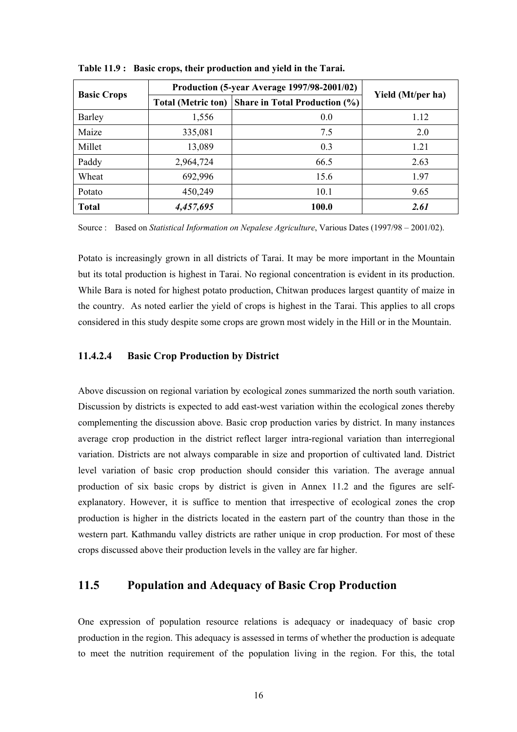**Table 11.9 : Basic crops, their production and yield in the Tarai.**

| Basic Crops | Production (5-year Average 1997/98-2001/02) | | Yield (Mt/per ha) |
|---|---|---|---|
| | Total (Metric ton) | Share in Total Production (%) | |
| Barley | 1,556 | 0.0 | 1.12 |
| Maize | 335,081 | 7.5 | 2.0 |
| Millet | 13,089 | 0.3 | 1.21 |
| Paddy | 2,964,724 | 66.5 | 2.63 |
| Wheat | 692,996 | 15.6 | 1.97 |
| Potato | 450,249 | 10.1 | 9.65 |
| **Total** | ***4,457,695*** | **100.0** | ***2.61*** |

Source : Based on *Statistical Information on Nepalese Agriculture*, Various Dates (1997/98 – 2001/02).

Potato is increasingly grown in all districts of Tarai. It may be more important in the Mountain but its total production is highest in Tarai. No regional concentration is evident in its production. While Bara is noted for highest potato production, Chitwan produces largest quantity of maize in the country. As noted earlier the yield of crops is highest in the Tarai. This applies to all crops considered in this study despite some crops are grown most widely in the Hill or in the Mountain.

#### 11.4.2.4 Basic Crop Production by District

Above discussion on regional variation by ecological zones summarized the north south variation. Discussion by districts is expected to add east-west variation within the ecological zones thereby complementing the discussion above. Basic crop production varies by district. In many instances average crop production in the district reflect larger intra-regional variation than interregional variation. Districts are not always comparable in size and proportion of cultivated land. District level variation of basic crop production should consider this variation. The average annual production of six basic crops by district is given in Annex 11.2 and the figures are self-explanatory. However, it is suffice to mention that irrespective of ecological zones the crop production is higher in the districts located in the eastern part of the country than those in the western part. Kathmandu valley districts are rather unique in crop production. For most of these crops discussed above their production levels in the valley are far higher.

## 11.5 Population and Adequacy of Basic Crop Production

One expression of population resource relations is adequacy or inadequacy of basic crop production in the region. This adequacy is assessed in terms of whether the production is adequate to meet the nutrition requirement of the population living in the region. For this, the total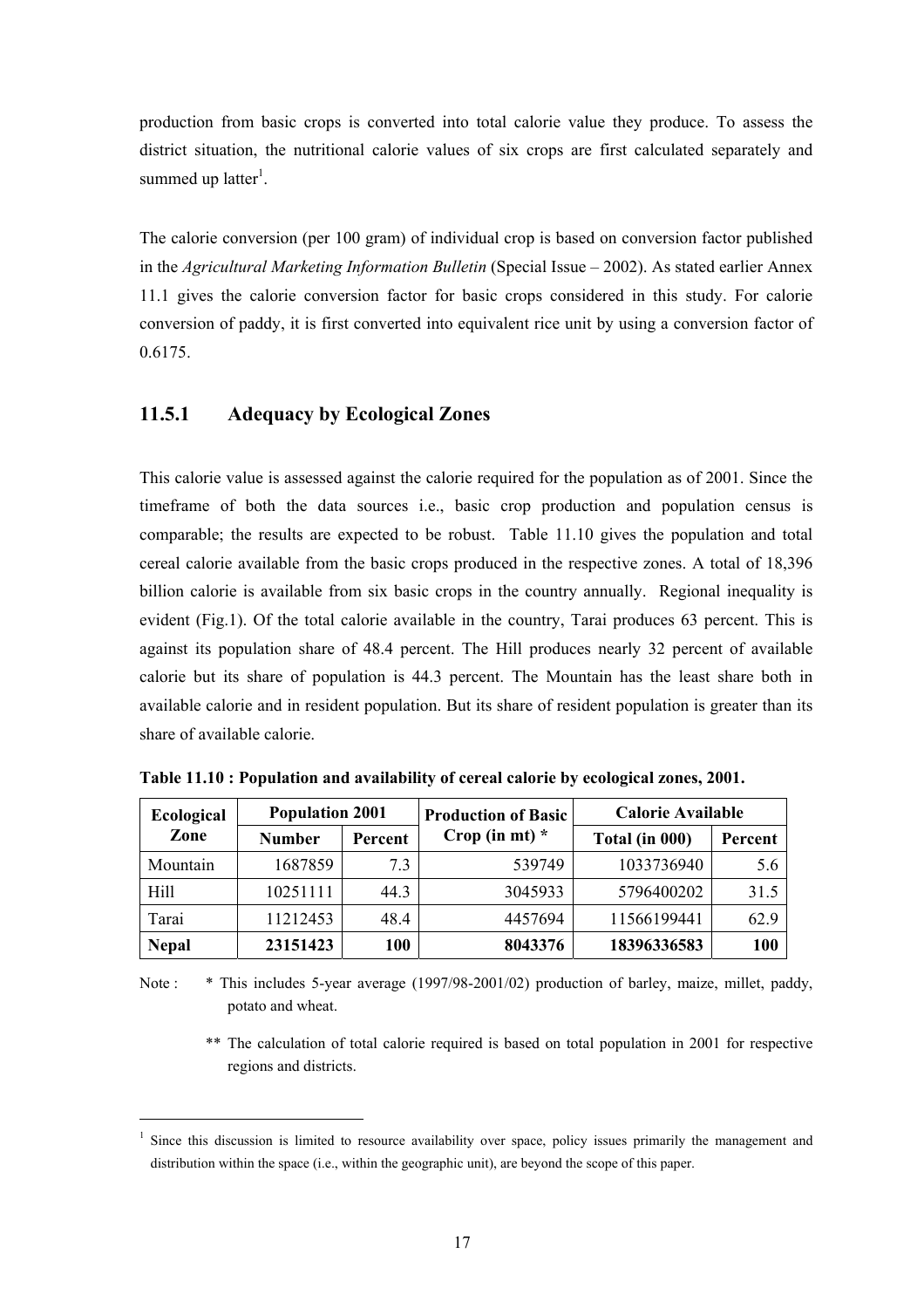production from basic crops is converted into total calorie value they produce. To assess the district situation, the nutritional calorie values of six crops are first calculated separately and summed up latter[1].

The calorie conversion (per 100 gram) of individual crop is based on conversion factor published in the *Agricultural Marketing Information Bulletin* (Special Issue – 2002). As stated earlier Annex 11.1 gives the calorie conversion factor for basic crops considered in this study. For calorie conversion of paddy, it is first converted into equivalent rice unit by using a conversion factor of 0.6175.

### 11.5.1 Adequacy by Ecological Zones

This calorie value is assessed against the calorie required for the population as of 2001. Since the timeframe of both the data sources i.e., basic crop production and population census is comparable; the results are expected to be robust. Table 11.10 gives the population and total cereal calorie available from the basic crops produced in the respective zones. A total of 18,396 billion calorie is available from six basic crops in the country annually. Regional inequality is evident (Fig.1). Of the total calorie available in the country, Tarai produces 63 percent. This is against its population share of 48.4 percent. The Hill produces nearly 32 percent of available calorie but its share of population is 44.3 percent. The Mountain has the least share both in available calorie and in resident population. But its share of resident population is greater than its share of available calorie.

**Table 11.10 : Population and availability of cereal calorie by ecological zones, 2001.**

| Ecological Zone | Population 2001 | | Production of Basic Crop (in mt) * | Calorie Available | |
|---|---|---|---|---|---|
| | Number | Percent | | Total (in 000) | Percent |
| Mountain | 1687859 | 7.3 | 539749 | 1033736940 | 5.6 |
| Hill | 10251111 | 44.3 | 3045933 | 5796400202 | 31.5 |
| Tarai | 11212453 | 48.4 | 4457694 | 11566199441 | 62.9 |
| **Nepal** | **23151423** | **100** | **8043376** | **18396336583** | **100** |

Note : * This includes 5-year average (1997/98-2001/02) production of barley, maize, millet, paddy, potato and wheat.

** The calculation of total calorie required is based on total population in 2001 for respective regions and districts.

[1] Since this discussion is limited to resource availability over space, policy issues primarily the management and distribution within the space (i.e., within the geographic unit), are beyond the scope of this paper.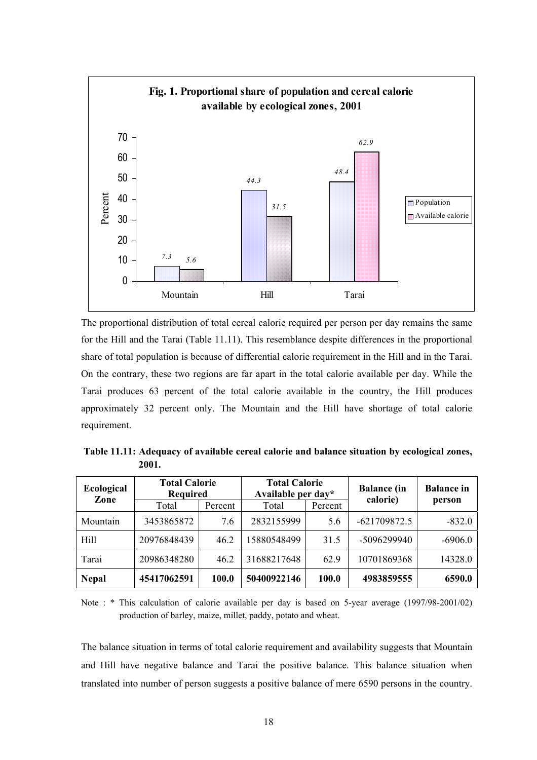**Fig. 1. Proportional share of population and cereal calorie available by ecological zones, 2001**

| Ecological Zone | Population | Available calorie |
|---|---|---|
| Mountain | 7.3 | 5.6 |
| Hill | 44.3 | 31.5 |
| Tarai | 48.4 | 62.9 |

The proportional distribution of total cereal calorie required per person per day remains the same for the Hill and the Tarai (Table 11.11). This resemblance despite differences in the proportional share of total population is because of differential calorie requirement in the Hill and in the Tarai. On the contrary, these two regions are far apart in the total calorie available per day. While the Tarai produces 63 percent of the total calorie available in the country, the Hill produces approximately 32 percent only. The Mountain and the Hill have shortage of total calorie requirement.

**Table 11.11: Adequacy of available cereal calorie and balance situation by ecological zones, 2001.**

| Ecological Zone | Total Calorie Required | | Total Calorie Available per day* | | Balance (in calorie) | Balance in person |
|---|---|---|---|---|---|---|
| | Total | Percent | Total | Percent | | |
| Mountain | 3453865872 | 7.6 | 2832155999 | 5.6 | -621709872.5 | -832.0 |
| Hill | 20976848439 | 46.2 | 15880548499 | 31.5 | -5096299940 | -6906.0 |
| Tarai | 20986348280 | 46.2 | 31688217648 | 62.9 | 10701869368 | 14328.0 |
| **Nepal** | **45417062591** | **100.0** | **50400922146** | **100.0** | **4983859555** | **6590.0** |

Note : * This calculation of calorie available per day is based on 5-year average (1997/98-2001/02) production of barley, maize, millet, paddy, potato and wheat.

The balance situation in terms of total calorie requirement and availability suggests that Mountain and Hill have negative balance and Tarai the positive balance. This balance situation when translated into number of person suggests a positive balance of mere 6590 persons in the country.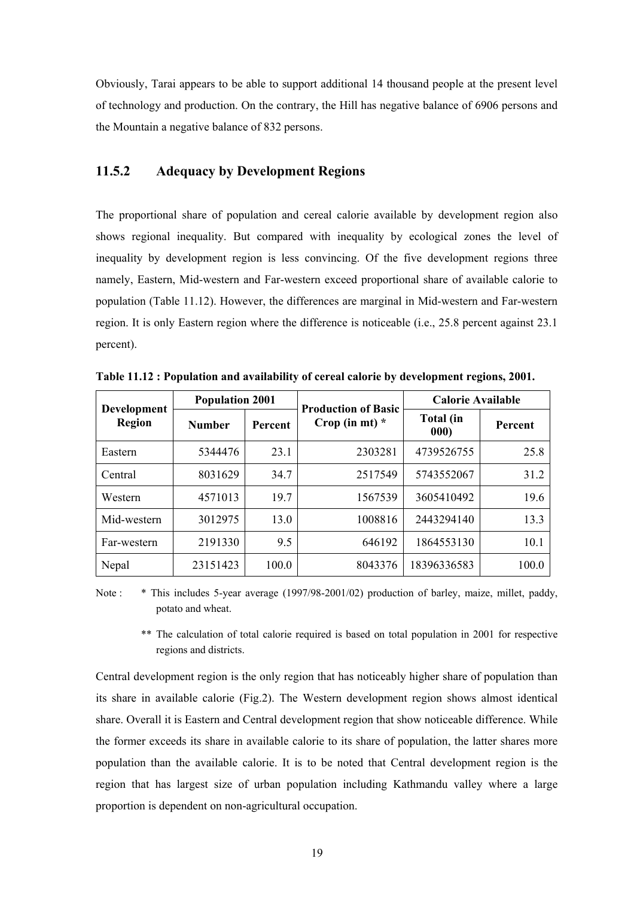Obviously, Tarai appears to be able to support additional 14 thousand people at the present level of technology and production. On the contrary, the Hill has negative balance of 6906 persons and the Mountain a negative balance of 832 persons.

### 11.5.2 Adequacy by Development Regions

The proportional share of population and cereal calorie available by development region also shows regional inequality. But compared with inequality by ecological zones the level of inequality by development region is less convincing. Of the five development regions three namely, Eastern, Mid-western and Far-western exceed proportional share of available calorie to population (Table 11.12). However, the differences are marginal in Mid-western and Far-western region. It is only Eastern region where the difference is noticeable (i.e., 25.8 percent against 23.1 percent).

**Table 11.12 : Population and availability of cereal calorie by development regions, 2001.**

| Development Region | Population 2001 | | Production of Basic Crop (in mt) * | Calorie Available | |
|---|---|---|---|---|---|
| | Number | Percent | | Total (in 000) | Percent |
| Eastern | 5344476 | 23.1 | 2303281 | 4739526755 | 25.8 |
| Central | 8031629 | 34.7 | 2517549 | 5743552067 | 31.2 |
| Western | 4571013 | 19.7 | 1567539 | 3605410492 | 19.6 |
| Mid-western | 3012975 | 13.0 | 1008816 | 2443294140 | 13.3 |
| Far-western | 2191330 | 9.5 | 646192 | 1864553130 | 10.1 |
| Nepal | 23151423 | 100.0 | 8043376 | 18396336583 | 100.0 |

Note : * This includes 5-year average (1997/98-2001/02) production of barley, maize, millet, paddy, potato and wheat.

** The calculation of total calorie required is based on total population in 2001 for respective regions and districts.

Central development region is the only region that has noticeably higher share of population than its share in available calorie (Fig.2). The Western development region shows almost identical share. Overall it is Eastern and Central development region that show noticeable difference. While the former exceeds its share in available calorie to its share of population, the latter shares more population than the available calorie. It is to be noted that Central development region is the region that has largest size of urban population including Kathmandu valley where a large proportion is dependent on non-agricultural occupation.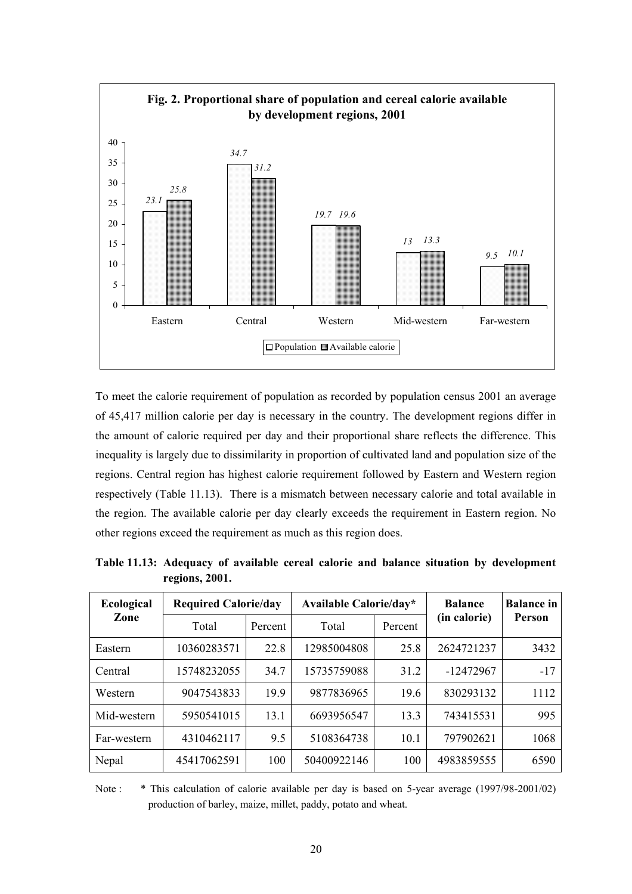**Fig. 2. Proportional share of population and cereal calorie available by development regions, 2001**

| | Eastern | Central | Western | Mid-western | Far-western |
|---|---|---|---|---|---|
| Population | 23.1 | 34.7 | 19.7 | 13 | 9.5 |
| Available calorie | 25.8 | 31.2 | 19.6 | 13.3 | 10.1 |

To meet the calorie requirement of population as recorded by population census 2001 an average of 45,417 million calorie per day is necessary in the country. The development regions differ in the amount of calorie required per day and their proportional share reflects the difference. This inequality is largely due to dissimilarity in proportion of cultivated land and population size of the regions. Central region has highest calorie requirement followed by Eastern and Western region respectively (Table 11.13). There is a mismatch between necessary calorie and total available in the region. The available calorie per day clearly exceeds the requirement in Eastern region. No other regions exceed the requirement as much as this region does.

**Table 11.13: Adequacy of available cereal calorie and balance situation by development regions, 2001.**

| Ecological Zone | Required Calorie/day | | Available Calorie/day* | | Balance (in calorie) | Balance in Person |
|---|---|---|---|---|---|---|
| | Total | Percent | Total | Percent | | |
| Eastern | 10360283571 | 22.8 | 12985004808 | 25.8 | 2624721237 | 3432 |
| Central | 15748232055 | 34.7 | 15735759088 | 31.2 | -12472967 | -17 |
| Western | 9047543833 | 19.9 | 9877836965 | 19.6 | 830293132 | 1112 |
| Mid-western | 5950541015 | 13.1 | 6693956547 | 13.3 | 743415531 | 995 |
| Far-western | 4310462117 | 9.5 | 5108364738 | 10.1 | 797902621 | 1068 |
| Nepal | 45417062591 | 100 | 50400922146 | 100 | 4983859555 | 6590 |

Note : * This calculation of calorie available per day is based on 5-year average (1997/98-2001/02) production of barley, maize, millet, paddy, potato and wheat.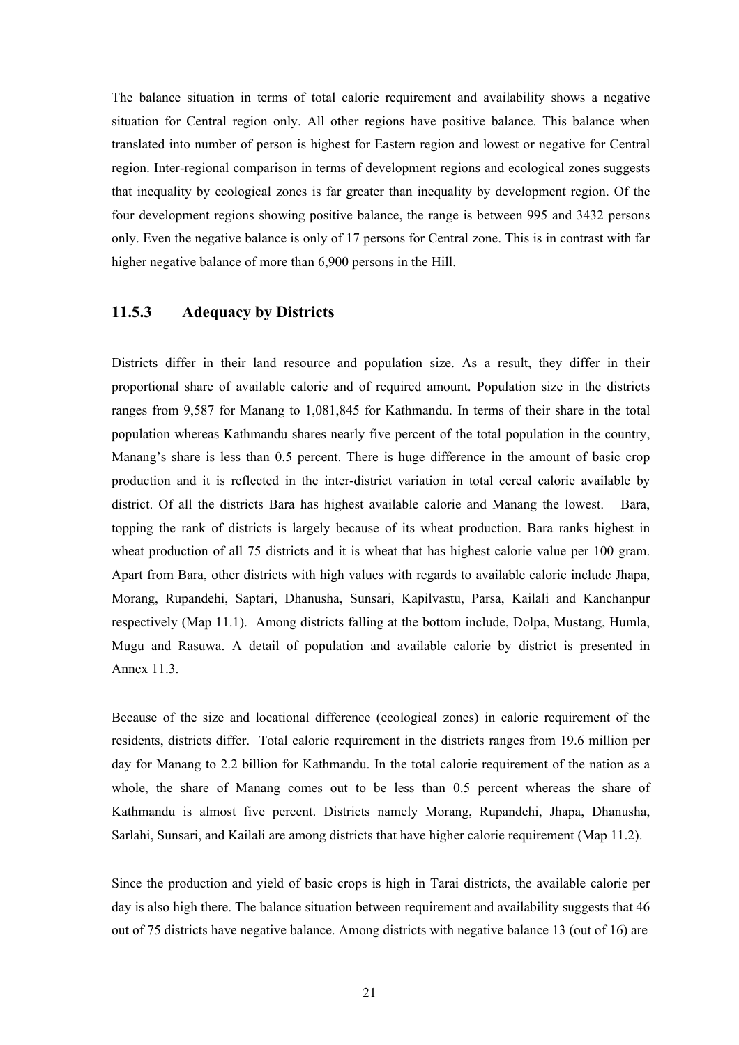The balance situation in terms of total calorie requirement and availability shows a negative situation for Central region only. All other regions have positive balance. This balance when translated into number of person is highest for Eastern region and lowest or negative for Central region. Inter-regional comparison in terms of development regions and ecological zones suggests that inequality by ecological zones is far greater than inequality by development region. Of the four development regions showing positive balance, the range is between 995 and 3432 persons only. Even the negative balance is only of 17 persons for Central zone. This is in contrast with far higher negative balance of more than 6,900 persons in the Hill.

### 11.5.3 Adequacy by Districts

Districts differ in their land resource and population size. As a result, they differ in their proportional share of available calorie and of required amount. Population size in the districts ranges from 9,587 for Manang to 1,081,845 for Kathmandu. In terms of their share in the total population whereas Kathmandu shares nearly five percent of the total population in the country, Manang's share is less than 0.5 percent. There is huge difference in the amount of basic crop production and it is reflected in the inter-district variation in total cereal calorie available by district. Of all the districts Bara has highest available calorie and Manang the lowest. Bara, topping the rank of districts is largely because of its wheat production. Bara ranks highest in wheat production of all 75 districts and it is wheat that has highest calorie value per 100 gram. Apart from Bara, other districts with high values with regards to available calorie include Jhapa, Morang, Rupandehi, Saptari, Dhanusha, Sunsari, Kapilvastu, Parsa, Kailali and Kanchanpur respectively (Map 11.1). Among districts falling at the bottom include, Dolpa, Mustang, Humla, Mugu and Rasuwa. A detail of population and available calorie by district is presented in Annex 11.3.

Because of the size and locational difference (ecological zones) in calorie requirement of the residents, districts differ. Total calorie requirement in the districts ranges from 19.6 million per day for Manang to 2.2 billion for Kathmandu. In the total calorie requirement of the nation as a whole, the share of Manang comes out to be less than 0.5 percent whereas the share of Kathmandu is almost five percent. Districts namely Morang, Rupandehi, Jhapa, Dhanusha, Sarlahi, Sunsari, and Kailali are among districts that have higher calorie requirement (Map 11.2).

Since the production and yield of basic crops is high in Tarai districts, the available calorie per day is also high there. The balance situation between requirement and availability suggests that 46 out of 75 districts have negative balance. Among districts with negative balance 13 (out of 16) are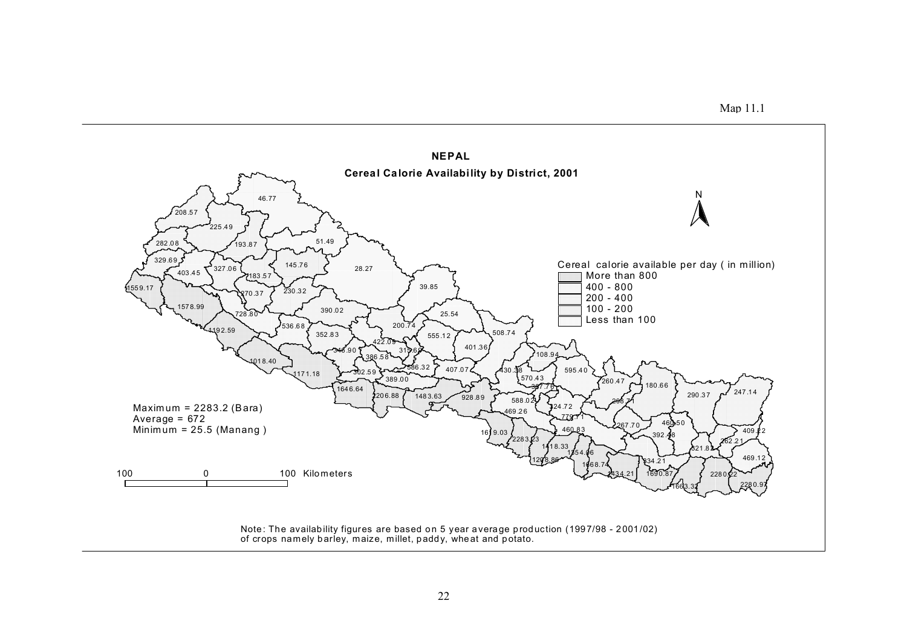Map 11.1

# NEPAL

## Cereal Calorie Availability by District, 2001

Cereal calorie available per day ( in million)

- More than 800
- 400 - 800
- 200 - 400
- 100 - 200
- Less than 100

Maximum = 2283.2 (Bara)
Average = 672
Minimum = 25.5 (Manang )

100 0 100 Kilometers

Note: The availability figures are based on 5 year average production (1997/98 - 2001/02) of crops namely barley, maize, millet, paddy, wheat and potato.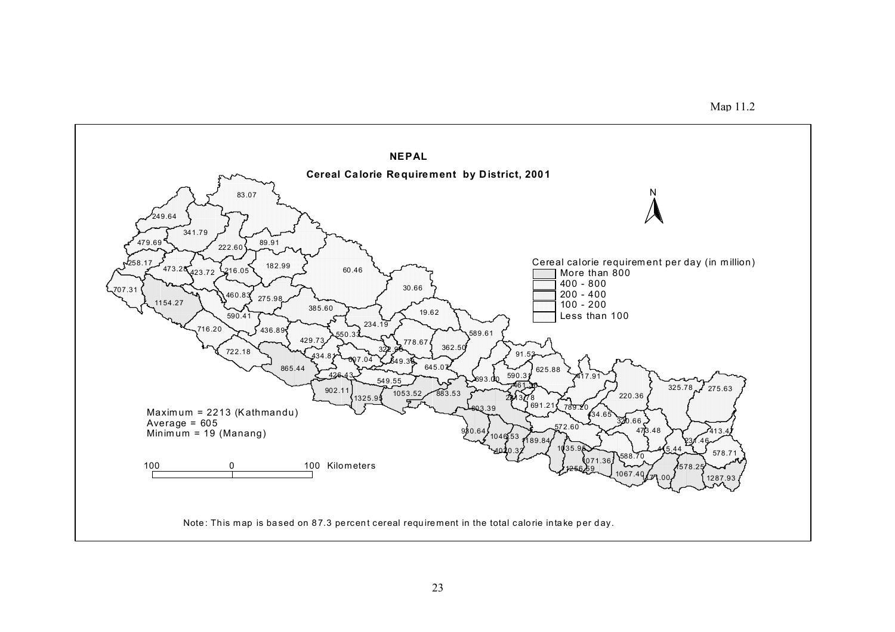Map 11.2

# NEPAL

## Cereal Calorie Requirement by District, 2001

Cereal calorie requirement per day (in million)

- More than 800
- 400 - 800
- 200 - 400
- 100 - 200
- Less than 100

Maximum = 2213 (Kathmandu)
Average = 605
Minimum = 19 (Manang)

100 0 100 Kilometers

Note: This map is based on 87.3 percent cereal requirement in the total calorie intake per day.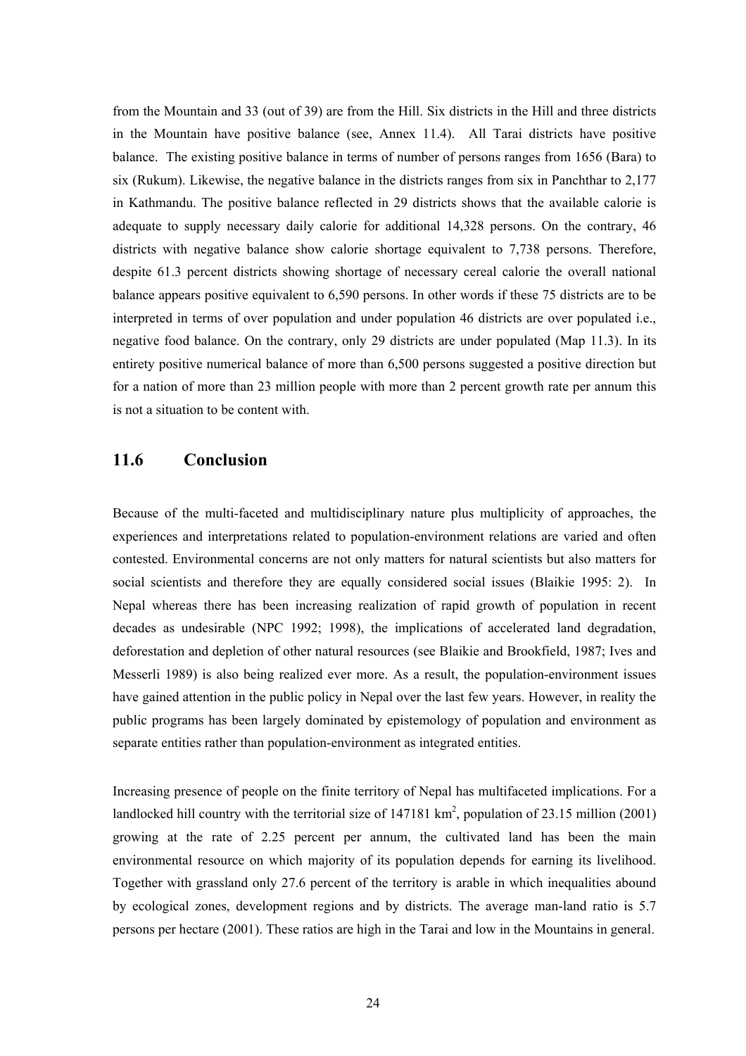from the Mountain and 33 (out of 39) are from the Hill. Six districts in the Hill and three districts in the Mountain have positive balance (see, Annex 11.4). All Tarai districts have positive balance. The existing positive balance in terms of number of persons ranges from 1656 (Bara) to six (Rukum). Likewise, the negative balance in the districts ranges from six in Panchthar to 2,177 in Kathmandu. The positive balance reflected in 29 districts shows that the available calorie is adequate to supply necessary daily calorie for additional 14,328 persons. On the contrary, 46 districts with negative balance show calorie shortage equivalent to 7,738 persons. Therefore, despite 61.3 percent districts showing shortage of necessary cereal calorie the overall national balance appears positive equivalent to 6,590 persons. In other words if these 75 districts are to be interpreted in terms of over population and under population 46 districts are over populated i.e., negative food balance. On the contrary, only 29 districts are under populated (Map 11.3). In its entirety positive numerical balance of more than 6,500 persons suggested a positive direction but for a nation of more than 23 million people with more than 2 percent growth rate per annum this is not a situation to be content with.

## 11.6 Conclusion

Because of the multi-faceted and multidisciplinary nature plus multiplicity of approaches, the experiences and interpretations related to population-environment relations are varied and often contested. Environmental concerns are not only matters for natural scientists but also matters for social scientists and therefore they are equally considered social issues (Blaikie 1995: 2). In Nepal whereas there has been increasing realization of rapid growth of population in recent decades as undesirable (NPC 1992; 1998), the implications of accelerated land degradation, deforestation and depletion of other natural resources (see Blaikie and Brookfield, 1987; Ives and Messerli 1989) is also being realized ever more. As a result, the population-environment issues have gained attention in the public policy in Nepal over the last few years. However, in reality the public programs has been largely dominated by epistemology of population and environment as separate entities rather than population-environment as integrated entities.

Increasing presence of people on the finite territory of Nepal has multifaceted implications. For a landlocked hill country with the territorial size of 147181 km$^2$, population of 23.15 million (2001) growing at the rate of 2.25 percent per annum, the cultivated land has been the main environmental resource on which majority of its population depends for earning its livelihood. Together with grassland only 27.6 percent of the territory is arable in which inequalities abound by ecological zones, development regions and by districts. The average man-land ratio is 5.7 persons per hectare (2001). These ratios are high in the Tarai and low in the Mountains in general.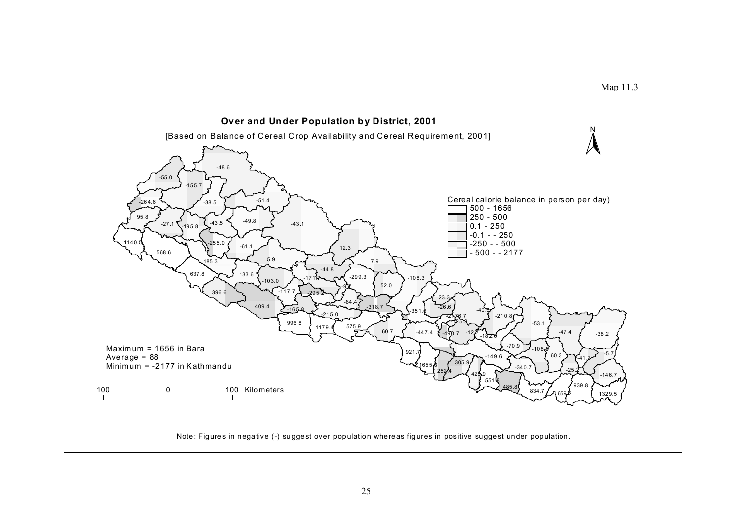Map 11.3

## Over and Under Population by District, 2001

[Based on Balance of Cereal Crop Availability and Cereal Requirement, 2001]

Cereal calorie balance in person per day)

- 500 - 1656
- 250 - 500
- 0.1 - 250
- -0.1 - - 250
- -250 - - 500
- - 500 - - 2177

Maximum = 1656 in Bara
Average = 88
Minimum = -2177 in Kathmandu

100 0 100 Kilometers

Note: Figures in negative (-) suggest over population whereas figures in positive suggest under population.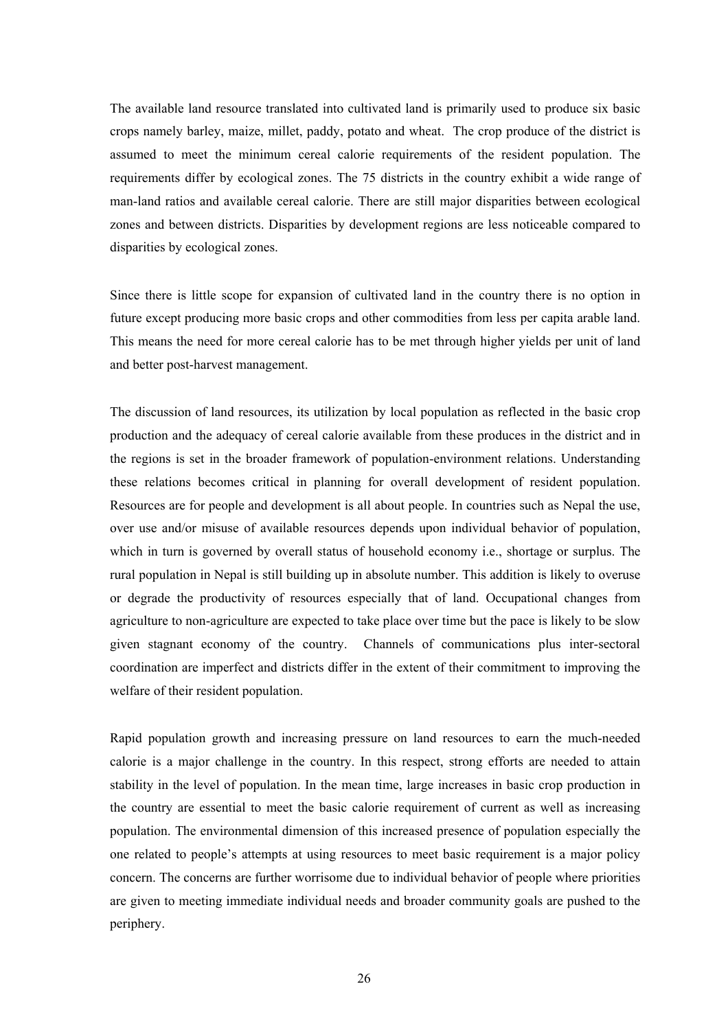The available land resource translated into cultivated land is primarily used to produce six basic crops namely barley, maize, millet, paddy, potato and wheat. The crop produce of the district is assumed to meet the minimum cereal calorie requirements of the resident population. The requirements differ by ecological zones. The 75 districts in the country exhibit a wide range of man-land ratios and available cereal calorie. There are still major disparities between ecological zones and between districts. Disparities by development regions are less noticeable compared to disparities by ecological zones.

Since there is little scope for expansion of cultivated land in the country there is no option in future except producing more basic crops and other commodities from less per capita arable land. This means the need for more cereal calorie has to be met through higher yields per unit of land and better post-harvest management.

The discussion of land resources, its utilization by local population as reflected in the basic crop production and the adequacy of cereal calorie available from these produces in the district and in the regions is set in the broader framework of population-environment relations. Understanding these relations becomes critical in planning for overall development of resident population. Resources are for people and development is all about people. In countries such as Nepal the use, over use and/or misuse of available resources depends upon individual behavior of population, which in turn is governed by overall status of household economy i.e., shortage or surplus. The rural population in Nepal is still building up in absolute number. This addition is likely to overuse or degrade the productivity of resources especially that of land. Occupational changes from agriculture to non-agriculture are expected to take place over time but the pace is likely to be slow given stagnant economy of the country. Channels of communications plus inter-sectoral coordination are imperfect and districts differ in the extent of their commitment to improving the welfare of their resident population.

Rapid population growth and increasing pressure on land resources to earn the much-needed calorie is a major challenge in the country. In this respect, strong efforts are needed to attain stability in the level of population. In the mean time, large increases in basic crop production in the country are essential to meet the basic calorie requirement of current as well as increasing population. The environmental dimension of this increased presence of population especially the one related to people's attempts at using resources to meet basic requirement is a major policy concern. The concerns are further worrisome due to individual behavior of people where priorities are given to meeting immediate individual needs and broader community goals are pushed to the periphery.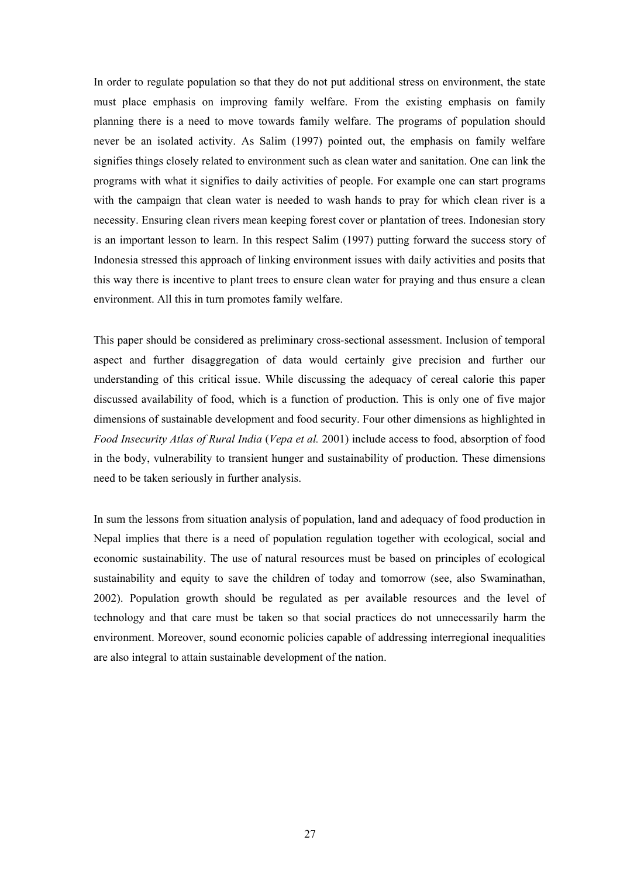In order to regulate population so that they do not put additional stress on environment, the state must place emphasis on improving family welfare. From the existing emphasis on family planning there is a need to move towards family welfare. The programs of population should never be an isolated activity. As Salim (1997) pointed out, the emphasis on family welfare signifies things closely related to environment such as clean water and sanitation. One can link the programs with what it signifies to daily activities of people. For example one can start programs with the campaign that clean water is needed to wash hands to pray for which clean river is a necessity. Ensuring clean rivers mean keeping forest cover or plantation of trees. Indonesian story is an important lesson to learn. In this respect Salim (1997) putting forward the success story of Indonesia stressed this approach of linking environment issues with daily activities and posits that this way there is incentive to plant trees to ensure clean water for praying and thus ensure a clean environment. All this in turn promotes family welfare.

This paper should be considered as preliminary cross-sectional assessment. Inclusion of temporal aspect and further disaggregation of data would certainly give precision and further our understanding of this critical issue. While discussing the adequacy of cereal calorie this paper discussed availability of food, which is a function of production. This is only one of five major dimensions of sustainable development and food security. Four other dimensions as highlighted in *Food Insecurity Atlas of Rural India* (*Vepa et al.* 2001) include access to food, absorption of food in the body, vulnerability to transient hunger and sustainability of production. These dimensions need to be taken seriously in further analysis.

In sum the lessons from situation analysis of population, land and adequacy of food production in Nepal implies that there is a need of population regulation together with ecological, social and economic sustainability. The use of natural resources must be based on principles of ecological sustainability and equity to save the children of today and tomorrow (see, also Swaminathan, 2002). Population growth should be regulated as per available resources and the level of technology and that care must be taken so that social practices do not unnecessarily harm the environment. Moreover, sound economic policies capable of addressing interregional inequalities are also integral to attain sustainable development of the nation.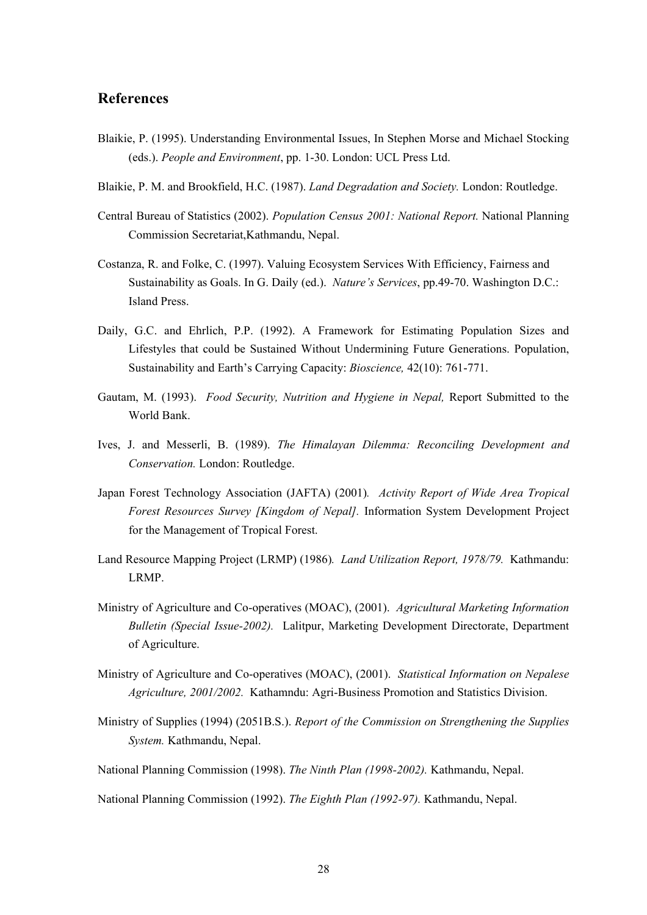## References

Blaikie, P. (1995). Understanding Environmental Issues, In Stephen Morse and Michael Stocking (eds.). *People and Environment*, pp. 1-30. London: UCL Press Ltd.

Blaikie, P. M. and Brookfield, H.C. (1987). *Land Degradation and Society.* London: Routledge.

Central Bureau of Statistics (2002). *Population Census 2001: National Report.* National Planning Commission Secretariat,Kathmandu, Nepal.

Costanza, R. and Folke, C. (1997). Valuing Ecosystem Services With Efficiency, Fairness and Sustainability as Goals. In G. Daily (ed.). *Nature's Services*, pp.49-70. Washington D.C.: Island Press.

Daily, G.C. and Ehrlich, P.P. (1992). A Framework for Estimating Population Sizes and Lifestyles that could be Sustained Without Undermining Future Generations. Population, Sustainability and Earth's Carrying Capacity: *Bioscience,* 42(10): 761-771.

Gautam, M. (1993). *Food Security, Nutrition and Hygiene in Nepal,* Report Submitted to the World Bank.

Ives, J. and Messerli, B. (1989). *The Himalayan Dilemma: Reconciling Development and Conservation.* London: Routledge.

Japan Forest Technology Association (JAFTA) (2001)*. Activity Report of Wide Area Tropical Forest Resources Survey [Kingdom of Nepal].* Information System Development Project for the Management of Tropical Forest.

Land Resource Mapping Project (LRMP) (1986)*. Land Utilization Report, 1978/79.* Kathmandu: LRMP.

Ministry of Agriculture and Co-operatives (MOAC), (2001). *Agricultural Marketing Information Bulletin (Special Issue-2002).* Lalitpur, Marketing Development Directorate, Department of Agriculture.

Ministry of Agriculture and Co-operatives (MOAC), (2001). *Statistical Information on Nepalese Agriculture, 2001/2002.* Kathamndu: Agri-Business Promotion and Statistics Division.

Ministry of Supplies (1994) (2051B.S.). *Report of the Commission on Strengthening the Supplies System.* Kathmandu, Nepal.

National Planning Commission (1998). *The Ninth Plan (1998-2002).* Kathmandu, Nepal.

National Planning Commission (1992). *The Eighth Plan (1992-97).* Kathmandu, Nepal.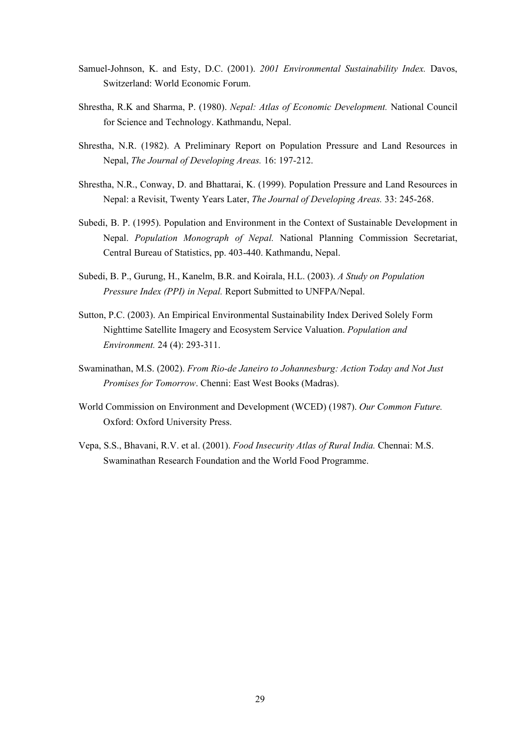Samuel-Johnson, K. and Esty, D.C. (2001). *2001 Environmental Sustainability Index.* Davos, Switzerland: World Economic Forum.

Shrestha, R.K and Sharma, P. (1980). *Nepal: Atlas of Economic Development.* National Council for Science and Technology. Kathmandu, Nepal.

Shrestha, N.R. (1982). A Preliminary Report on Population Pressure and Land Resources in Nepal, *The Journal of Developing Areas.* 16: 197-212.

Shrestha, N.R., Conway, D. and Bhattarai, K. (1999). Population Pressure and Land Resources in Nepal: a Revisit, Twenty Years Later, *The Journal of Developing Areas.* 33: 245-268.

Subedi, B. P. (1995). Population and Environment in the Context of Sustainable Development in Nepal. *Population Monograph of Nepal.* National Planning Commission Secretariat, Central Bureau of Statistics, pp. 403-440. Kathmandu, Nepal.

Subedi, B. P., Gurung, H., Kanelm, B.R. and Koirala, H.L. (2003). *A Study on Population Pressure Index (PPI) in Nepal.* Report Submitted to UNFPA/Nepal.

Sutton, P.C. (2003). An Empirical Environmental Sustainability Index Derived Solely Form Nighttime Satellite Imagery and Ecosystem Service Valuation. *Population and Environment.* 24 (4): 293-311.

Swaminathan, M.S. (2002). *From Rio-de Janeiro to Johannesburg: Action Today and Not Just Promises for Tomorrow*. Chenni: East West Books (Madras).

World Commission on Environment and Development (WCED) (1987). *Our Common Future.* Oxford: Oxford University Press.

Vepa, S.S., Bhavani, R.V. et al. (2001). *Food Insecurity Atlas of Rural India.* Chennai: M.S. Swaminathan Research Foundation and the World Food Programme.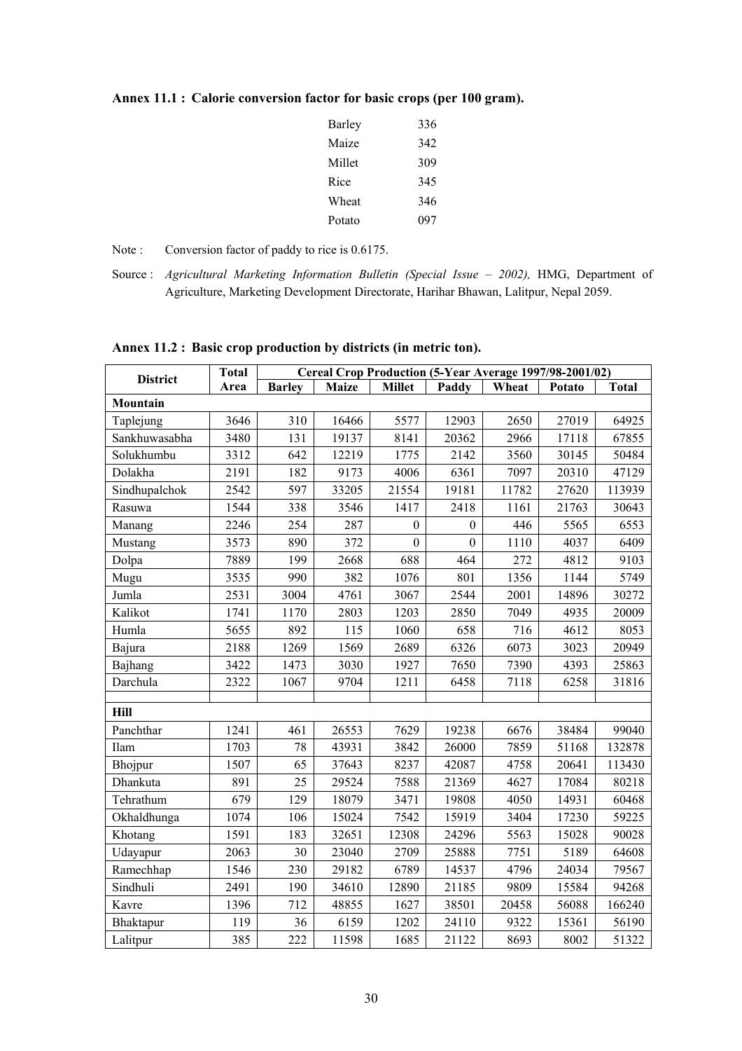**Annex 11.1 : Calorie conversion factor for basic crops (per 100 gram).**

| | |
|---|---|
| Barley | 336 |
| Maize | 342 |
| Millet | 309 |
| Rice | 345 |
| Wheat | 346 |
| Potato | 097 |

Note : Conversion factor of paddy to rice is 0.6175.

Source : *Agricultural Marketing Information Bulletin (Special Issue – 2002),* HMG, Department of Agriculture, Marketing Development Directorate, Harihar Bhawan, Lalitpur, Nepal 2059.

**Annex 11.2 : Basic crop production by districts (in metric ton).**

| District | Total Area | Cereal Crop Production (5-Year Average 1997/98-2001/02) | | | | | | |
|---|---|---|---|---|---|---|---|---|
| | | Barley | Maize | Millet | Paddy | Wheat | Potato | Total |
| **Mountain** | | | | | | | | |
| Taplejung | 3646 | 310 | 16466 | 5577 | 12903 | 2650 | 27019 | 64925 |
| Sankhuwasabha | 3480 | 131 | 19137 | 8141 | 20362 | 2966 | 17118 | 67855 |
| Solukhumbu | 3312 | 642 | 12219 | 1775 | 2142 | 3560 | 30145 | 50484 |
| Dolakha | 2191 | 182 | 9173 | 4006 | 6361 | 7097 | 20310 | 47129 |
| Sindhupalchok | 2542 | 597 | 33205 | 21554 | 19181 | 11782 | 27620 | 113939 |
| Rasuwa | 1544 | 338 | 3546 | 1417 | 2418 | 1161 | 21763 | 30643 |
| Manang | 2246 | 254 | 287 | 0 | 0 | 446 | 5565 | 6553 |
| Mustang | 3573 | 890 | 372 | 0 | 0 | 1110 | 4037 | 6409 |
| Dolpa | 7889 | 199 | 2668 | 688 | 464 | 272 | 4812 | 9103 |
| Mugu | 3535 | 990 | 382 | 1076 | 801 | 1356 | 1144 | 5749 |
| Jumla | 2531 | 3004 | 4761 | 3067 | 2544 | 2001 | 14896 | 30272 |
| Kalikot | 1741 | 1170 | 2803 | 1203 | 2850 | 7049 | 4935 | 20009 |
| Humla | 5655 | 892 | 115 | 1060 | 658 | 716 | 4612 | 8053 |
| Bajura | 2188 | 1269 | 1569 | 2689 | 6326 | 6073 | 3023 | 20949 |
| Bajhang | 3422 | 1473 | 3030 | 1927 | 7650 | 7390 | 4393 | 25863 |
| Darchula | 2322 | 1067 | 9704 | 1211 | 6458 | 7118 | 6258 | 31816 |
| | | | | | | | | |
| **Hill** | | | | | | | | |
| Panchthar | 1241 | 461 | 26553 | 7629 | 19238 | 6676 | 38484 | 99040 |
| Ilam | 1703 | 78 | 43931 | 3842 | 26000 | 7859 | 51168 | 132878 |
| Bhojpur | 1507 | 65 | 37643 | 8237 | 42087 | 4758 | 20641 | 113430 |
| Dhankuta | 891 | 25 | 29524 | 7588 | 21369 | 4627 | 17084 | 80218 |
| Tehrathum | 679 | 129 | 18079 | 3471 | 19808 | 4050 | 14931 | 60468 |
| Okhaldhunga | 1074 | 106 | 15024 | 7542 | 15919 | 3404 | 17230 | 59225 |
| Khotang | 1591 | 183 | 32651 | 12308 | 24296 | 5563 | 15028 | 90028 |
| Udayapur | 2063 | 30 | 23040 | 2709 | 25888 | 7751 | 5189 | 64608 |
| Ramechhap | 1546 | 230 | 29182 | 6789 | 14537 | 4796 | 24034 | 79567 |
| Sindhuli | 2491 | 190 | 34610 | 12890 | 21185 | 9809 | 15584 | 94268 |
| Kavre | 1396 | 712 | 48855 | 1627 | 38501 | 20458 | 56088 | 166240 |
| Bhaktapur | 119 | 36 | 6159 | 1202 | 24110 | 9322 | 15361 | 56190 |
| Lalitpur | 385 | 222 | 11598 | 1685 | 21122 | 8693 | 8002 | 51322 |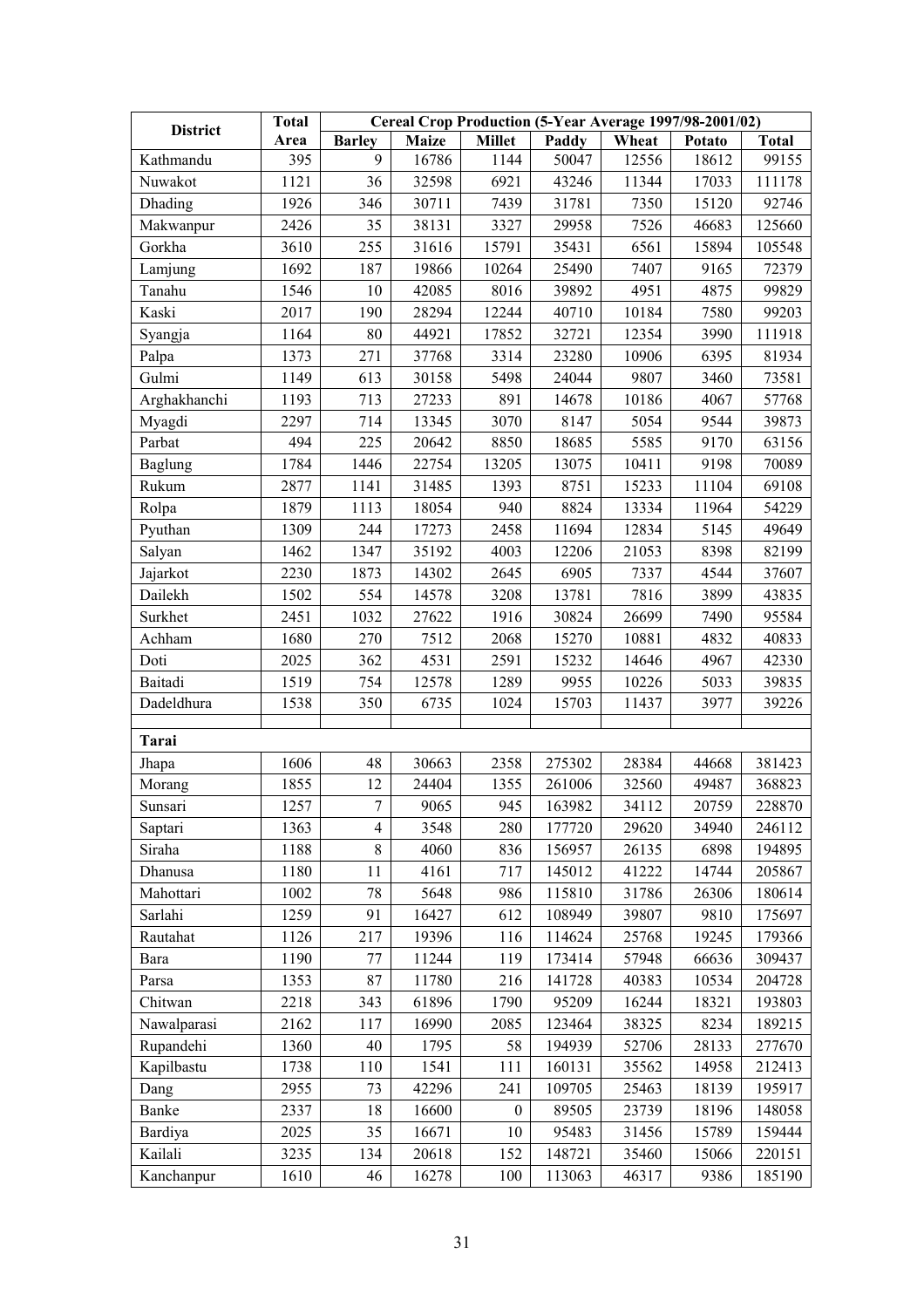| District | Total Area | Cereal Crop Production (5-Year Average 1997/98-2001/02) | | | | | | |
|---|---|---|---|---|---|---|---|---|
| | | Barley | Maize | Millet | Paddy | Wheat | Potato | Total |
| Kathmandu | 395 | 9 | 16786 | 1144 | 50047 | 12556 | 18612 | 99155 |
| Nuwakot | 1121 | 36 | 32598 | 6921 | 43246 | 11344 | 17033 | 111178 |
| Dhading | 1926 | 346 | 30711 | 7439 | 31781 | 7350 | 15120 | 92746 |
| Makwanpur | 2426 | 35 | 38131 | 3327 | 29958 | 7526 | 46683 | 125660 |
| Gorkha | 3610 | 255 | 31616 | 15791 | 35431 | 6561 | 15894 | 105548 |
| Lamjung | 1692 | 187 | 19866 | 10264 | 25490 | 7407 | 9165 | 72379 |
| Tanahu | 1546 | 10 | 42085 | 8016 | 39892 | 4951 | 4875 | 99829 |
| Kaski | 2017 | 190 | 28294 | 12244 | 40710 | 10184 | 7580 | 99203 |
| Syangja | 1164 | 80 | 44921 | 17852 | 32721 | 12354 | 3990 | 111918 |
| Palpa | 1373 | 271 | 37768 | 3314 | 23280 | 10906 | 6395 | 81934 |
| Gulmi | 1149 | 613 | 30158 | 5498 | 24044 | 9807 | 3460 | 73581 |
| Arghakhanchi | 1193 | 713 | 27233 | 891 | 14678 | 10186 | 4067 | 57768 |
| Myagdi | 2297 | 714 | 13345 | 3070 | 8147 | 5054 | 9544 | 39873 |
| Parbat | 494 | 225 | 20642 | 8850 | 18685 | 5585 | 9170 | 63156 |
| Baglung | 1784 | 1446 | 22754 | 13205 | 13075 | 10411 | 9198 | 70089 |
| Rukum | 2877 | 1141 | 31485 | 1393 | 8751 | 15233 | 11104 | 69108 |
| Rolpa | 1879 | 1113 | 18054 | 940 | 8824 | 13334 | 11964 | 54229 |
| Pyuthan | 1309 | 244 | 17273 | 2458 | 11694 | 12834 | 5145 | 49649 |
| Salyan | 1462 | 1347 | 35192 | 4003 | 12206 | 21053 | 8398 | 82199 |
| Jajarkot | 2230 | 1873 | 14302 | 2645 | 6905 | 7337 | 4544 | 37607 |
| Dailekh | 1502 | 554 | 14578 | 3208 | 13781 | 7816 | 3899 | 43835 |
| Surkhet | 2451 | 1032 | 27622 | 1916 | 30824 | 26699 | 7490 | 95584 |
| Achham | 1680 | 270 | 7512 | 2068 | 15270 | 10881 | 4832 | 40833 |
| Doti | 2025 | 362 | 4531 | 2591 | 15232 | 14646 | 4967 | 42330 |
| Baitadi | 1519 | 754 | 12578 | 1289 | 9955 | 10226 | 5033 | 39835 |
| Dadeldhura | 1538 | 350 | 6735 | 1024 | 15703 | 11437 | 3977 | 39226 |
| | | | | | | | | |
| **Tarai** | | | | | | | | |
| Jhapa | 1606 | 48 | 30663 | 2358 | 275302 | 28384 | 44668 | 381423 |
| Morang | 1855 | 12 | 24404 | 1355 | 261006 | 32560 | 49487 | 368823 |
| Sunsari | 1257 | 7 | 9065 | 945 | 163982 | 34112 | 20759 | 228870 |
| Saptari | 1363 | 4 | 3548 | 280 | 177720 | 29620 | 34940 | 246112 |
| Siraha | 1188 | 8 | 4060 | 836 | 156957 | 26135 | 6898 | 194895 |
| Dhanusa | 1180 | 11 | 4161 | 717 | 145012 | 41222 | 14744 | 205867 |
| Mahottari | 1002 | 78 | 5648 | 986 | 115810 | 31786 | 26306 | 180614 |
| Sarlahi | 1259 | 91 | 16427 | 612 | 108949 | 39807 | 9810 | 175697 |
| Rautahat | 1126 | 217 | 19396 | 116 | 114624 | 25768 | 19245 | 179366 |
| Bara | 1190 | 77 | 11244 | 119 | 173414 | 57948 | 66636 | 309437 |
| Parsa | 1353 | 87 | 11780 | 216 | 141728 | 40383 | 10534 | 204728 |
| Chitwan | 2218 | 343 | 61896 | 1790 | 95209 | 16244 | 18321 | 193803 |
| Nawalparasi | 2162 | 117 | 16990 | 2085 | 123464 | 38325 | 8234 | 189215 |
| Rupandehi | 1360 | 40 | 1795 | 58 | 194939 | 52706 | 28133 | 277670 |
| Kapilbastu | 1738 | 110 | 1541 | 111 | 160131 | 35562 | 14958 | 212413 |
| Dang | 2955 | 73 | 42296 | 241 | 109705 | 25463 | 18139 | 195917 |
| Banke | 2337 | 18 | 16600 | 0 | 89505 | 23739 | 18196 | 148058 |
| Bardiya | 2025 | 35 | 16671 | 10 | 95483 | 31456 | 15789 | 159444 |
| Kailali | 3235 | 134 | 20618 | 152 | 148721 | 35460 | 15066 | 220151 |
| Kanchanpur | 1610 | 46 | 16278 | 100 | 113063 | 46317 | 9386 | 185190 |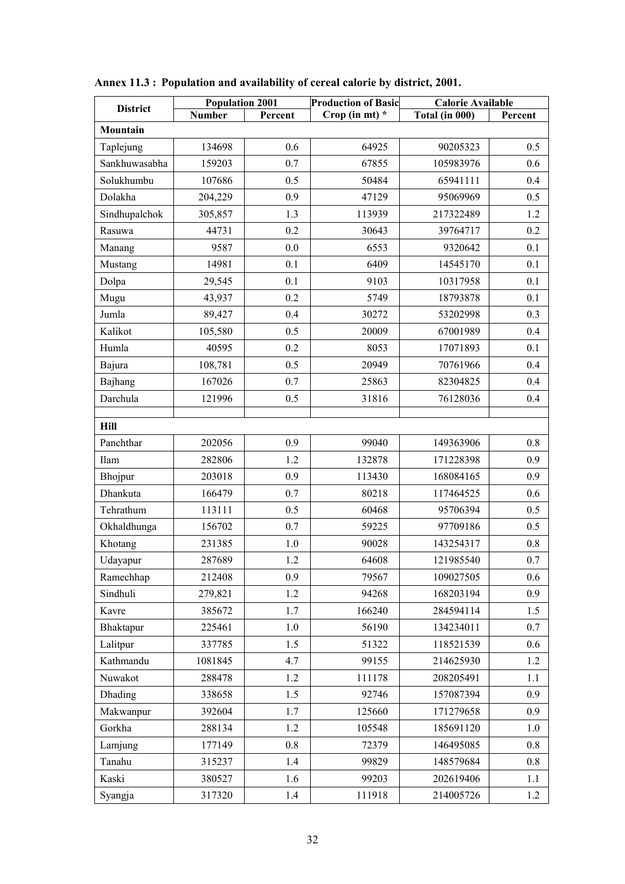**Annex 11.3 : Population and availability of cereal calorie by district, 2001.**

| District | Population 2001 | | Production of Basic Crop (in mt) * | Calorie Available | |
|---|---|---|---|---|---|
| | Number | Percent | | Total (in 000) | Percent |
| **Mountain** | | | | | |
| Taplejung | 134698 | 0.6 | 64925 | 90205323 | 0.5 |
| Sankhuwasabha | 159203 | 0.7 | 67855 | 105983976 | 0.6 |
| Solukhumbu | 107686 | 0.5 | 50484 | 65941111 | 0.4 |
| Dolakha | 204,229 | 0.9 | 47129 | 95069969 | 0.5 |
| Sindhupalchok | 305,857 | 1.3 | 113939 | 217322489 | 1.2 |
| Rasuwa | 44731 | 0.2 | 30643 | 39764717 | 0.2 |
| Manang | 9587 | 0.0 | 6553 | 9320642 | 0.1 |
| Mustang | 14981 | 0.1 | 6409 | 14545170 | 0.1 |
| Dolpa | 29,545 | 0.1 | 9103 | 10317958 | 0.1 |
| Mugu | 43,937 | 0.2 | 5749 | 18793878 | 0.1 |
| Jumla | 89,427 | 0.4 | 30272 | 53202998 | 0.3 |
| Kalikot | 105,580 | 0.5 | 20009 | 67001989 | 0.4 |
| Humla | 40595 | 0.2 | 8053 | 17071893 | 0.1 |
| Bajura | 108,781 | 0.5 | 20949 | 70761966 | 0.4 |
| Bajhang | 167026 | 0.7 | 25863 | 82304825 | 0.4 |
| Darchula | 121996 | 0.5 | 31816 | 76128036 | 0.4 |
| | | | | | |
| **Hill** | | | | | |
| Panchthar | 202056 | 0.9 | 99040 | 149363906 | 0.8 |
| Ilam | 282806 | 1.2 | 132878 | 171228398 | 0.9 |
| Bhojpur | 203018 | 0.9 | 113430 | 168084165 | 0.9 |
| Dhankuta | 166479 | 0.7 | 80218 | 117464525 | 0.6 |
| Tehrathum | 113111 | 0.5 | 60468 | 95706394 | 0.5 |
| Okhaldhunga | 156702 | 0.7 | 59225 | 97709186 | 0.5 |
| Khotang | 231385 | 1.0 | 90028 | 143254317 | 0.8 |
| Udayapur | 287689 | 1.2 | 64608 | 121985540 | 0.7 |
| Ramechhap | 212408 | 0.9 | 79567 | 109027505 | 0.6 |
| Sindhuli | 279,821 | 1.2 | 94268 | 168203194 | 0.9 |
| Kavre | 385672 | 1.7 | 166240 | 284594114 | 1.5 |
| Bhaktapur | 225461 | 1.0 | 56190 | 134234011 | 0.7 |
| Lalitpur | 337785 | 1.5 | 51322 | 118521539 | 0.6 |
| Kathmandu | 1081845 | 4.7 | 99155 | 214625930 | 1.2 |
| Nuwakot | 288478 | 1.2 | 111178 | 208205491 | 1.1 |
| Dhading | 338658 | 1.5 | 92746 | 157087394 | 0.9 |
| Makwanpur | 392604 | 1.7 | 125660 | 171279658 | 0.9 |
| Gorkha | 288134 | 1.2 | 105548 | 185691120 | 1.0 |
| Lamjung | 177149 | 0.8 | 72379 | 146495085 | 0.8 |
| Tanahu | 315237 | 1.4 | 99829 | 148579684 | 0.8 |
| Kaski | 380527 | 1.6 | 99203 | 202619406 | 1.1 |
| Syangja | 317320 | 1.4 | 111918 | 214005726 | 1.2 |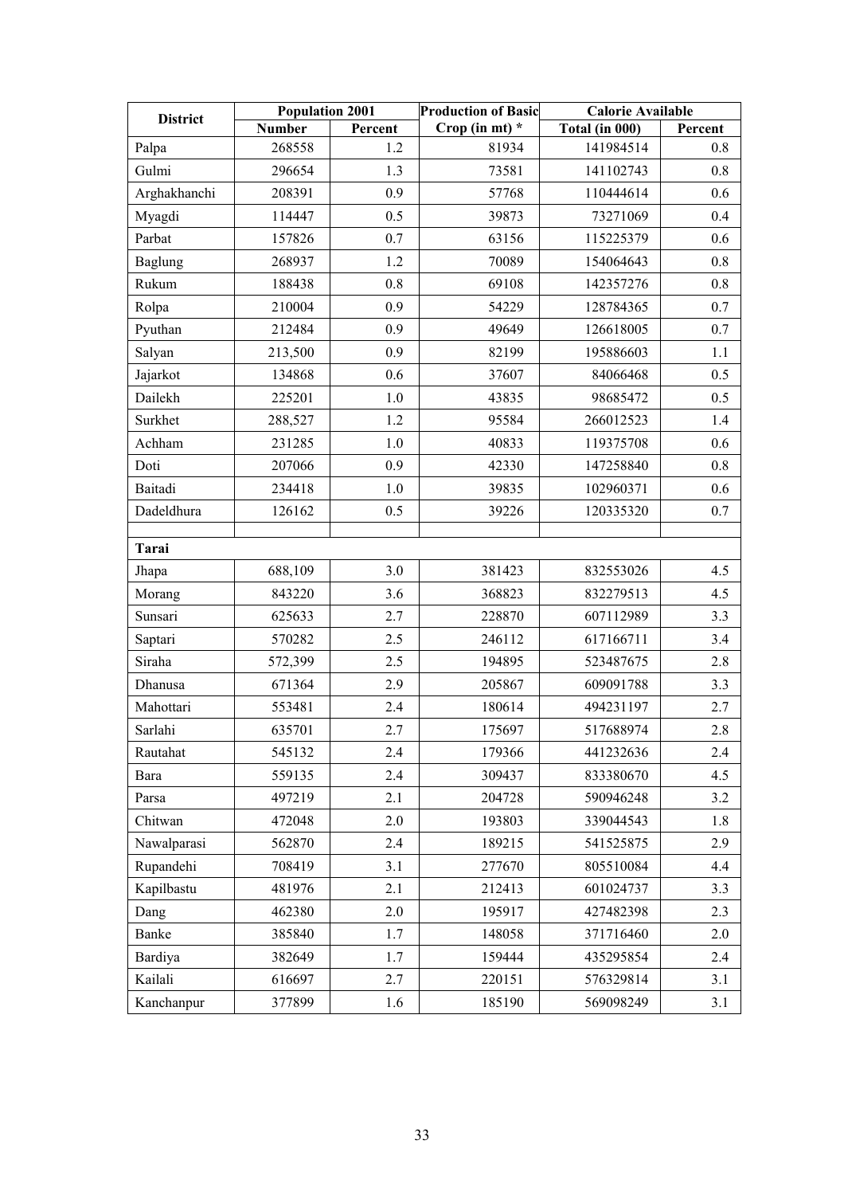| District | Population 2001 | | Production of Basic Crop (in mt) * | Calorie Available | |
|---|---|---|---|---|---|
| | Number | Percent | | Total (in 000) | Percent |
| Palpa | 268558 | 1.2 | 81934 | 141984514 | 0.8 |
| Gulmi | 296654 | 1.3 | 73581 | 141102743 | 0.8 |
| Arghakhanchi | 208391 | 0.9 | 57768 | 110444614 | 0.6 |
| Myagdi | 114447 | 0.5 | 39873 | 73271069 | 0.4 |
| Parbat | 157826 | 0.7 | 63156 | 115225379 | 0.6 |
| Baglung | 268937 | 1.2 | 70089 | 154064643 | 0.8 |
| Rukum | 188438 | 0.8 | 69108 | 142357276 | 0.8 |
| Rolpa | 210004 | 0.9 | 54229 | 128784365 | 0.7 |
| Pyuthan | 212484 | 0.9 | 49649 | 126618005 | 0.7 |
| Salyan | 213,500 | 0.9 | 82199 | 195886603 | 1.1 |
| Jajarkot | 134868 | 0.6 | 37607 | 84066468 | 0.5 |
| Dailekh | 225201 | 1.0 | 43835 | 98685472 | 0.5 |
| Surkhet | 288,527 | 1.2 | 95584 | 266012523 | 1.4 |
| Achham | 231285 | 1.0 | 40833 | 119375708 | 0.6 |
| Doti | 207066 | 0.9 | 42330 | 147258840 | 0.8 |
| Baitadi | 234418 | 1.0 | 39835 | 102960371 | 0.6 |
| Dadeldhura | 126162 | 0.5 | 39226 | 120335320 | 0.7 |
| | | | | | |
| **Tarai** | | | | | |
| Jhapa | 688,109 | 3.0 | 381423 | 832553026 | 4.5 |
| Morang | 843220 | 3.6 | 368823 | 832279513 | 4.5 |
| Sunsari | 625633 | 2.7 | 228870 | 607112989 | 3.3 |
| Saptari | 570282 | 2.5 | 246112 | 617166711 | 3.4 |
| Siraha | 572,399 | 2.5 | 194895 | 523487675 | 2.8 |
| Dhanusa | 671364 | 2.9 | 205867 | 609091788 | 3.3 |
| Mahottari | 553481 | 2.4 | 180614 | 494231197 | 2.7 |
| Sarlahi | 635701 | 2.7 | 175697 | 517688974 | 2.8 |
| Rautahat | 545132 | 2.4 | 179366 | 441232636 | 2.4 |
| Bara | 559135 | 2.4 | 309437 | 833380670 | 4.5 |
| Parsa | 497219 | 2.1 | 204728 | 590946248 | 3.2 |
| Chitwan | 472048 | 2.0 | 193803 | 339044543 | 1.8 |
| Nawalparasi | 562870 | 2.4 | 189215 | 541525875 | 2.9 |
| Rupandehi | 708419 | 3.1 | 277670 | 805510084 | 4.4 |
| Kapilbastu | 481976 | 2.1 | 212413 | 601024737 | 3.3 |
| Dang | 462380 | 2.0 | 195917 | 427482398 | 2.3 |
| Banke | 385840 | 1.7 | 148058 | 371716460 | 2.0 |
| Bardiya | 382649 | 1.7 | 159444 | 435295854 | 2.4 |
| Kailali | 616697 | 2.7 | 220151 | 576329814 | 3.1 |
| Kanchanpur | 377899 | 1.6 | 185190 | 569098249 | 3.1 |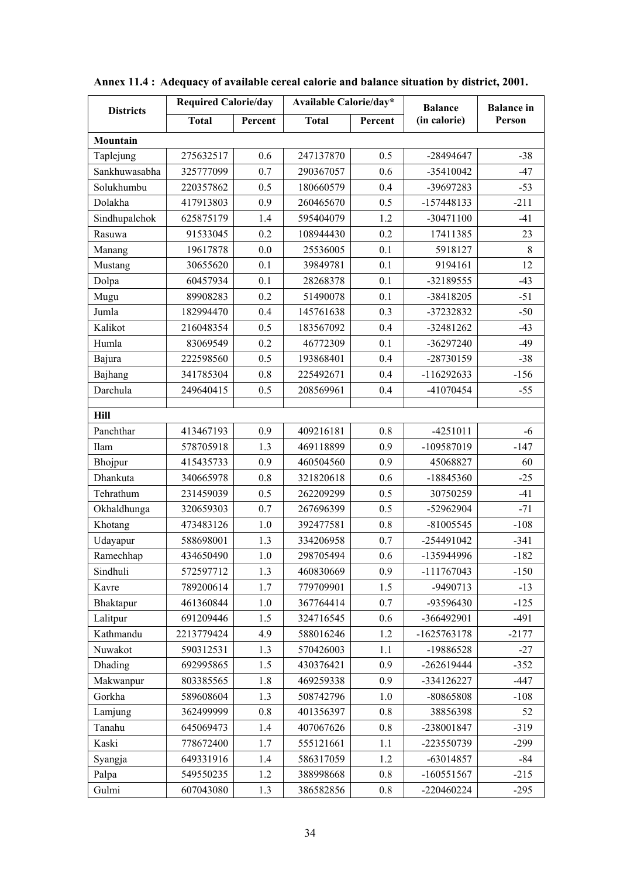**Annex 11.4 : Adequacy of available cereal calorie and balance situation by district, 2001.**

| Districts | Required Calorie/day | | Available Calorie/day* | | Balance (in calorie) | Balance in Person |
|---|---|---|---|---|---|---|
| | Total | Percent | Total | Percent | | |
| **Mountain** | | | | | | |
| Taplejung | 275632517 | 0.6 | 247137870 | 0.5 | -28494647 | -38 |
| Sankhuwasabha | 325777099 | 0.7 | 290367057 | 0.6 | -35410042 | -47 |
| Solukhumbu | 220357862 | 0.5 | 180660579 | 0.4 | -39697283 | -53 |
| Dolakha | 417913803 | 0.9 | 260465670 | 0.5 | -157448133 | -211 |
| Sindhupalchok | 625875179 | 1.4 | 595404079 | 1.2 | -30471100 | -41 |
| Rasuwa | 91533045 | 0.2 | 108944430 | 0.2 | 17411385 | 23 |
| Manang | 19617878 | 0.0 | 25536005 | 0.1 | 5918127 | 8 |
| Mustang | 30655620 | 0.1 | 39849781 | 0.1 | 9194161 | 12 |
| Dolpa | 60457934 | 0.1 | 28268378 | 0.1 | -32189555 | -43 |
| Mugu | 89908283 | 0.2 | 51490078 | 0.1 | -38418205 | -51 |
| Jumla | 182994470 | 0.4 | 145761638 | 0.3 | -37232832 | -50 |
| Kalikot | 216048354 | 0.5 | 183567092 | 0.4 | -32481262 | -43 |
| Humla | 83069549 | 0.2 | 46772309 | 0.1 | -36297240 | -49 |
| Bajura | 222598560 | 0.5 | 193868401 | 0.4 | -28730159 | -38 |
| Bajhang | 341785304 | 0.8 | 225492671 | 0.4 | -116292633 | -156 |
| Darchula | 249640415 | 0.5 | 208569961 | 0.4 | -41070454 | -55 |
| | | | | | | |
| **Hill** | | | | | | |
| Panchthar | 413467193 | 0.9 | 409216181 | 0.8 | -4251011 | -6 |
| Ilam | 578705918 | 1.3 | 469118899 | 0.9 | -109587019 | -147 |
| Bhojpur | 415435733 | 0.9 | 460504560 | 0.9 | 45068827 | 60 |
| Dhankuta | 340665978 | 0.8 | 321820618 | 0.6 | -18845360 | -25 |
| Tehrathum | 231459039 | 0.5 | 262209299 | 0.5 | 30750259 | -41 |
| Okhaldhunga | 320659303 | 0.7 | 267696399 | 0.5 | -52962904 | -71 |
| Khotang | 473483126 | 1.0 | 392477581 | 0.8 | -81005545 | -108 |
| Udayapur | 588698001 | 1.3 | 334206958 | 0.7 | -254491042 | -341 |
| Ramechhap | 434650490 | 1.0 | 298705494 | 0.6 | -135944996 | -182 |
| Sindhuli | 572597712 | 1.3 | 460830669 | 0.9 | -111767043 | -150 |
| Kavre | 789200614 | 1.7 | 779709901 | 1.5 | -9490713 | -13 |
| Bhaktapur | 461360844 | 1.0 | 367764414 | 0.7 | -93596430 | -125 |
| Lalitpur | 691209446 | 1.5 | 324716545 | 0.6 | -366492901 | -491 |
| Kathmandu | 2213779424 | 4.9 | 588016246 | 1.2 | -1625763178 | -2177 |
| Nuwakot | 590312531 | 1.3 | 570426003 | 1.1 | -19886528 | -27 |
| Dhading | 692995865 | 1.5 | 430376421 | 0.9 | -262619444 | -352 |
| Makwanpur | 803385565 | 1.8 | 469259338 | 0.9 | -334126227 | -447 |
| Gorkha | 589608604 | 1.3 | 508742796 | 1.0 | -80865808 | -108 |
| Lamjung | 362499999 | 0.8 | 401356397 | 0.8 | 38856398 | 52 |
| Tanahu | 645069473 | 1.4 | 407067626 | 0.8 | -238001847 | -319 |
| Kaski | 778672400 | 1.7 | 555121661 | 1.1 | -223550739 | -299 |
| Syangja | 649331916 | 1.4 | 586317059 | 1.2 | -63014857 | -84 |
| Palpa | 549550235 | 1.2 | 388998668 | 0.8 | -160551567 | -215 |
| Gulmi | 607043080 | 1.3 | 386582856 | 0.8 | -220460224 | -295 |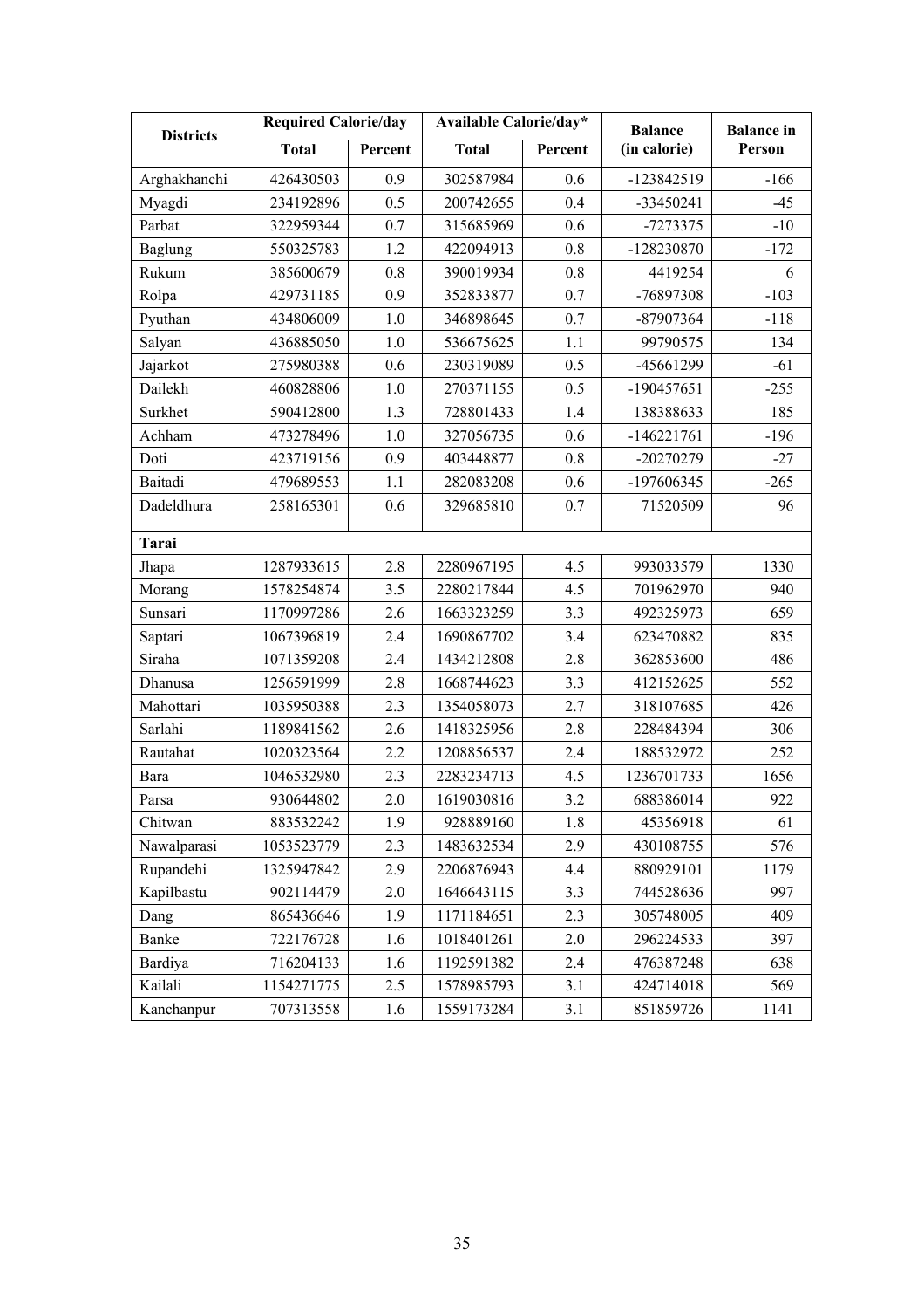| Districts | Required Calorie/day | | Available Calorie/day* | | Balance (in calorie) | Balance in Person |
|---|---|---|---|---|---|---|
| | Total | Percent | Total | Percent | | |
| Arghakhanchi | 426430503 | 0.9 | 302587984 | 0.6 | -123842519 | -166 |
| Myagdi | 234192896 | 0.5 | 200742655 | 0.4 | -33450241 | -45 |
| Parbat | 322959344 | 0.7 | 315685969 | 0.6 | -7273375 | -10 |
| Baglung | 550325783 | 1.2 | 422094913 | 0.8 | -128230870 | -172 |
| Rukum | 385600679 | 0.8 | 390019934 | 0.8 | 4419254 | 6 |
| Rolpa | 429731185 | 0.9 | 352833877 | 0.7 | -76897308 | -103 |
| Pyuthan | 434806009 | 1.0 | 346898645 | 0.7 | -87907364 | -118 |
| Salyan | 436885050 | 1.0 | 536675625 | 1.1 | 99790575 | 134 |
| Jajarkot | 275980388 | 0.6 | 230319089 | 0.5 | -45661299 | -61 |
| Dailekh | 460828806 | 1.0 | 270371155 | 0.5 | -190457651 | -255 |
| Surkhet | 590412800 | 1.3 | 728801433 | 1.4 | 138388633 | 185 |
| Achham | 473278496 | 1.0 | 327056735 | 0.6 | -146221761 | -196 |
| Doti | 423719156 | 0.9 | 403448877 | 0.8 | -20270279 | -27 |
| Baitadi | 479689553 | 1.1 | 282083208 | 0.6 | -197606345 | -265 |
| Dadeldhura | 258165301 | 0.6 | 329685810 | 0.7 | 71520509 | 96 |
| | | | | | | |
| **Tarai** | | | | | | |
| Jhapa | 1287933615 | 2.8 | 2280967195 | 4.5 | 993033579 | 1330 |
| Morang | 1578254874 | 3.5 | 2280217844 | 4.5 | 701962970 | 940 |
| Sunsari | 1170997286 | 2.6 | 1663323259 | 3.3 | 492325973 | 659 |
| Saptari | 1067396819 | 2.4 | 1690867702 | 3.4 | 623470882 | 835 |
| Siraha | 1071359208 | 2.4 | 1434212808 | 2.8 | 362853600 | 486 |
| Dhanusa | 1256591999 | 2.8 | 1668744623 | 3.3 | 412152625 | 552 |
| Mahottari | 1035950388 | 2.3 | 1354058073 | 2.7 | 318107685 | 426 |
| Sarlahi | 1189841562 | 2.6 | 1418325956 | 2.8 | 228484394 | 306 |
| Rautahat | 1020323564 | 2.2 | 1208856537 | 2.4 | 188532972 | 252 |
| Bara | 1046532980 | 2.3 | 2283234713 | 4.5 | 1236701733 | 1656 |
| Parsa | 930644802 | 2.0 | 1619030816 | 3.2 | 688386014 | 922 |
| Chitwan | 883532242 | 1.9 | 928889160 | 1.8 | 45356918 | 61 |
| Nawalparasi | 1053523779 | 2.3 | 1483632534 | 2.9 | 430108755 | 576 |
| Rupandehi | 1325947842 | 2.9 | 2206876943 | 4.4 | 880929101 | 1179 |
| Kapilbastu | 902114479 | 2.0 | 1646643115 | 3.3 | 744528636 | 997 |
| Dang | 865436646 | 1.9 | 1171184651 | 2.3 | 305748005 | 409 |
| Banke | 722176728 | 1.6 | 1018401261 | 2.0 | 296224533 | 397 |
| Bardiya | 716204133 | 1.6 | 1192591382 | 2.4 | 476387248 | 638 |
| Kailali | 1154271775 | 2.5 | 1578985793 | 3.1 | 424714018 | 569 |
| Kanchanpur | 707313558 | 1.6 | 1559173284 | 3.1 | 851859726 | 1141 |